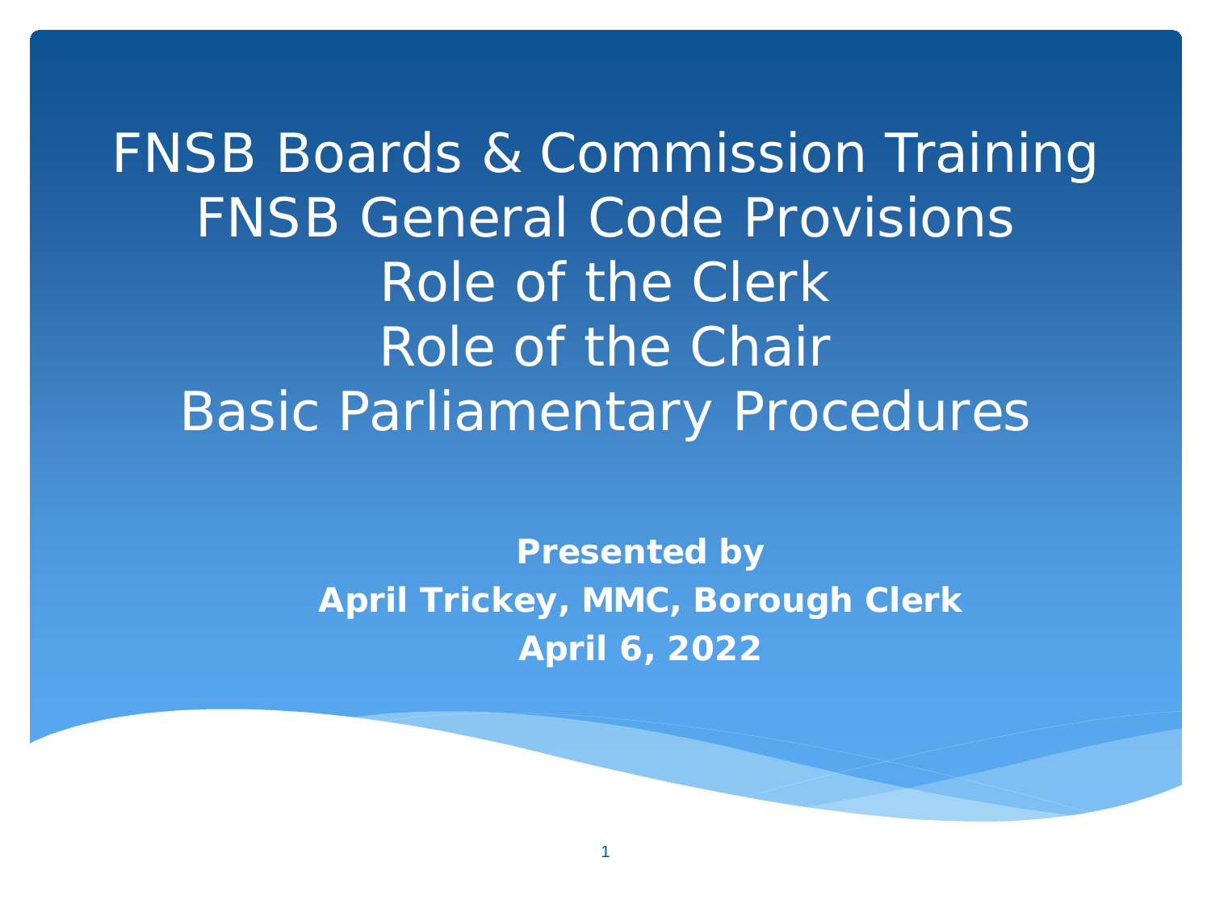# FNSB Boards & Commission Training
# FNSB General Code Provisions
# Role of the Clerk
# Role of the Chair
# Basic Parliamentary Procedures

**Presented by**
**April Trickey, MMC, Borough Clerk**
**April 6, 2022**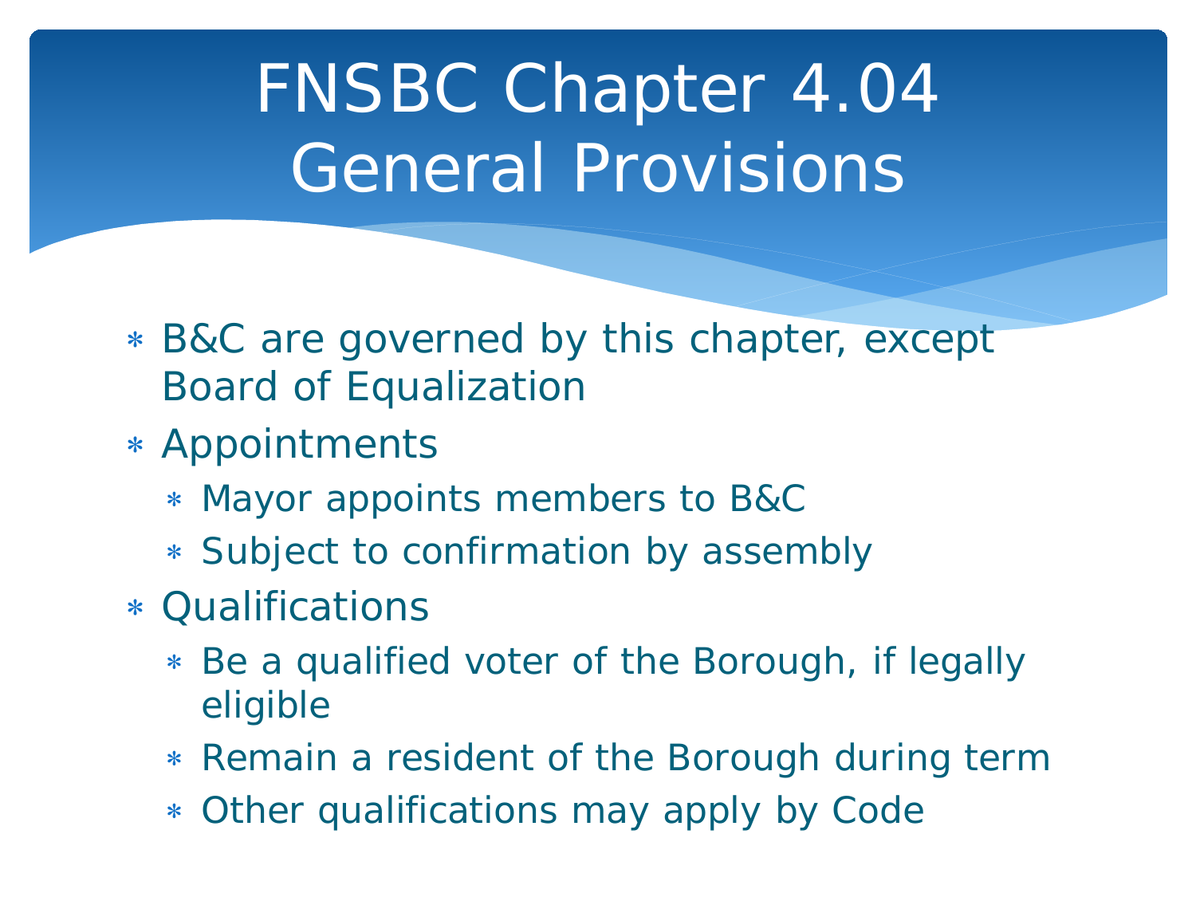# FNSBC Chapter 4.04 General Provisions

- B&C are governed by this chapter, except Board of Equalization
- Appointments
  - Mayor appoints members to B&C
  - Subject to confirmation by assembly
- Qualifications
  - Be a qualified voter of the Borough, if legally eligible
  - Remain a resident of the Borough during term
  - Other qualifications may apply by Code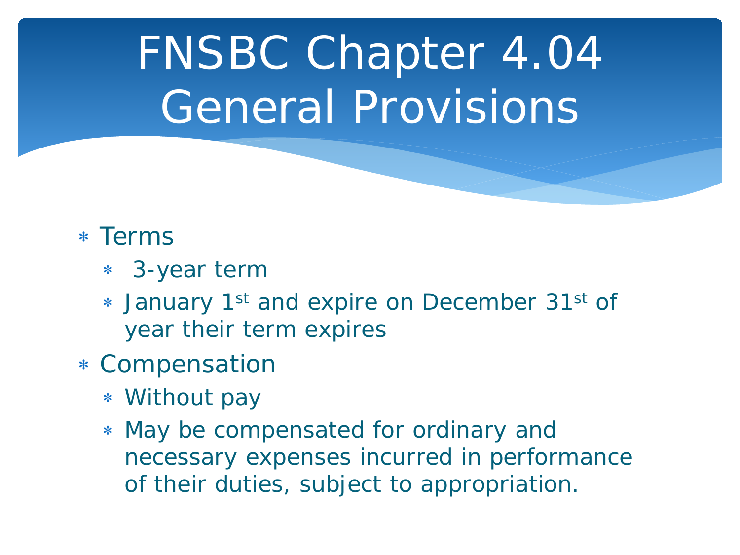# FNSBC Chapter 4.04 General Provisions

- Terms
  - 3-year term
  - January 1st and expire on December 31st of year their term expires
- Compensation
  - Without pay
  - May be compensated for ordinary and necessary expenses incurred in performance of their duties, subject to appropriation.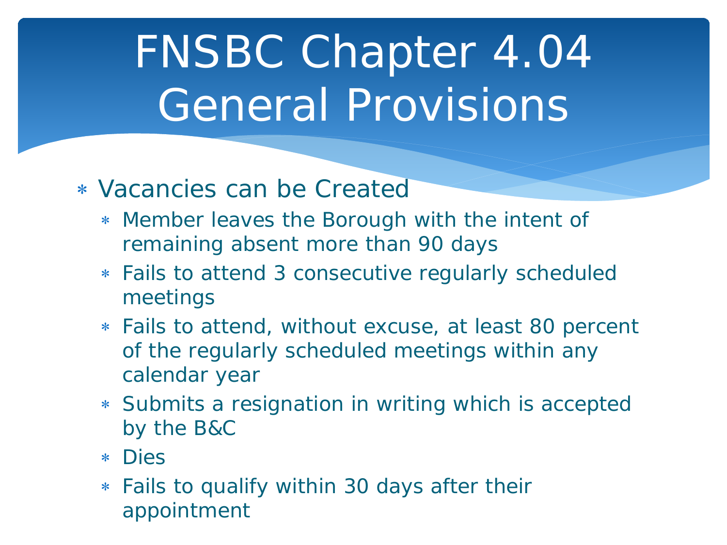# FNSBC Chapter 4.04 General Provisions

- Vacancies can be Created
  - Member leaves the Borough with the intent of remaining absent more than 90 days
  - Fails to attend 3 consecutive regularly scheduled meetings
  - Fails to attend, without excuse, at least 80 percent of the regularly scheduled meetings within any calendar year
  - Submits a resignation in writing which is accepted by the B&C
  - Dies
  - Fails to qualify within 30 days after their appointment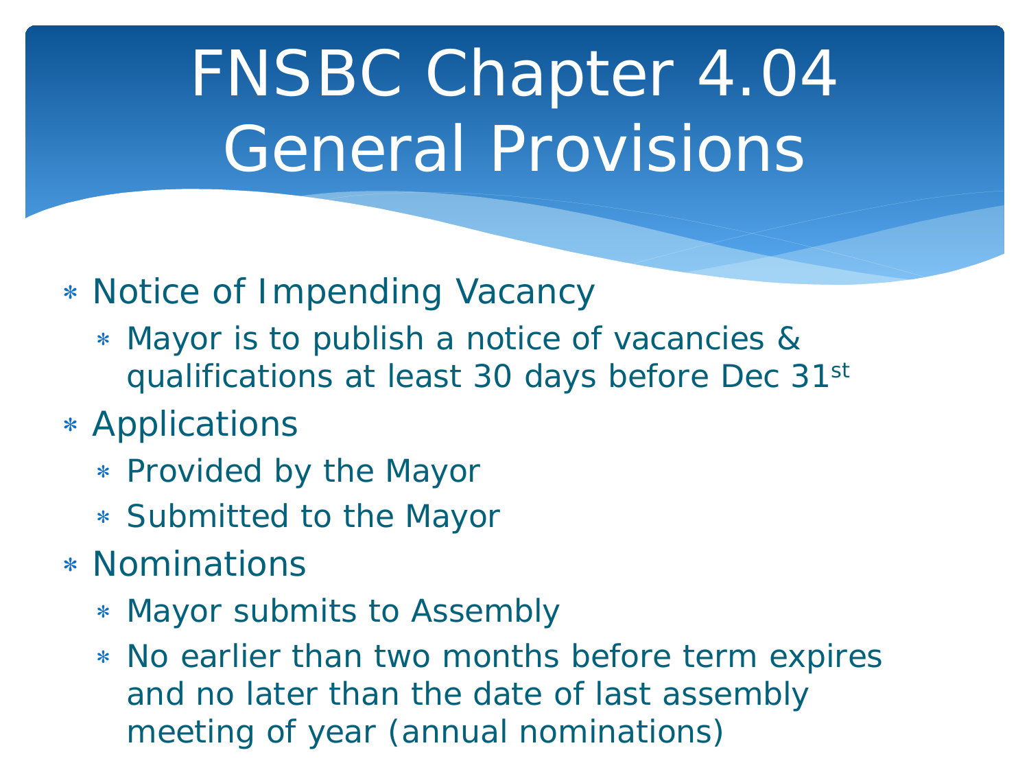# FNSBC Chapter 4.04 General Provisions

- Notice of Impending Vacancy
  - Mayor is to publish a notice of vacancies & qualifications at least 30 days before Dec 31st
- Applications
  - Provided by the Mayor
  - Submitted to the Mayor
- Nominations
  - Mayor submits to Assembly
  - No earlier than two months before term expires and no later than the date of last assembly meeting of year (annual nominations)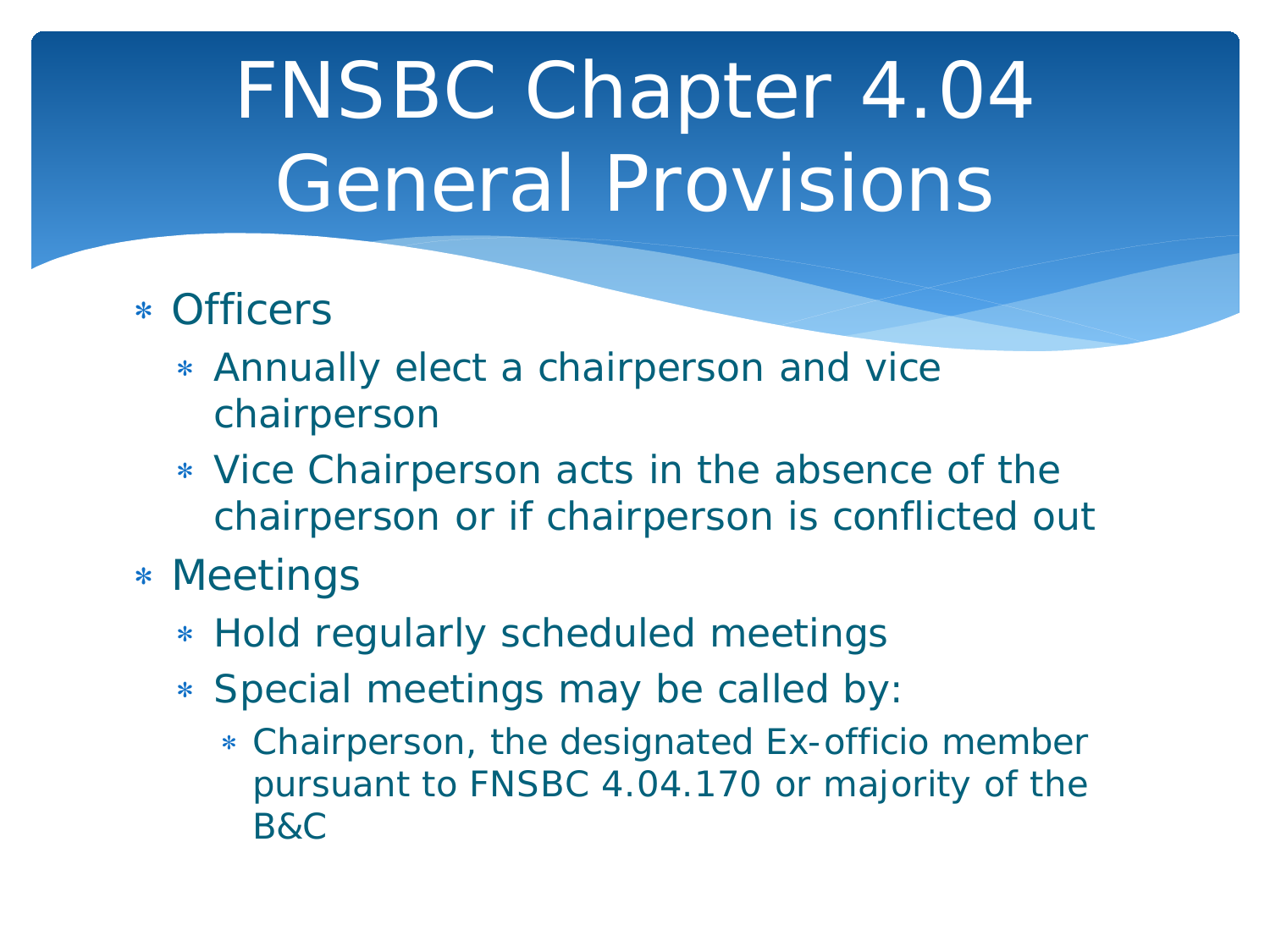# FNSBC Chapter 4.04 General Provisions

- Officers
  - Annually elect a chairperson and vice chairperson
  - Vice Chairperson acts in the absence of the chairperson or if chairperson is conflicted out
- Meetings
  - Hold regularly scheduled meetings
  - Special meetings may be called by:
    - Chairperson, the designated Ex-officio member pursuant to FNSBC 4.04.170 or majority of the B&C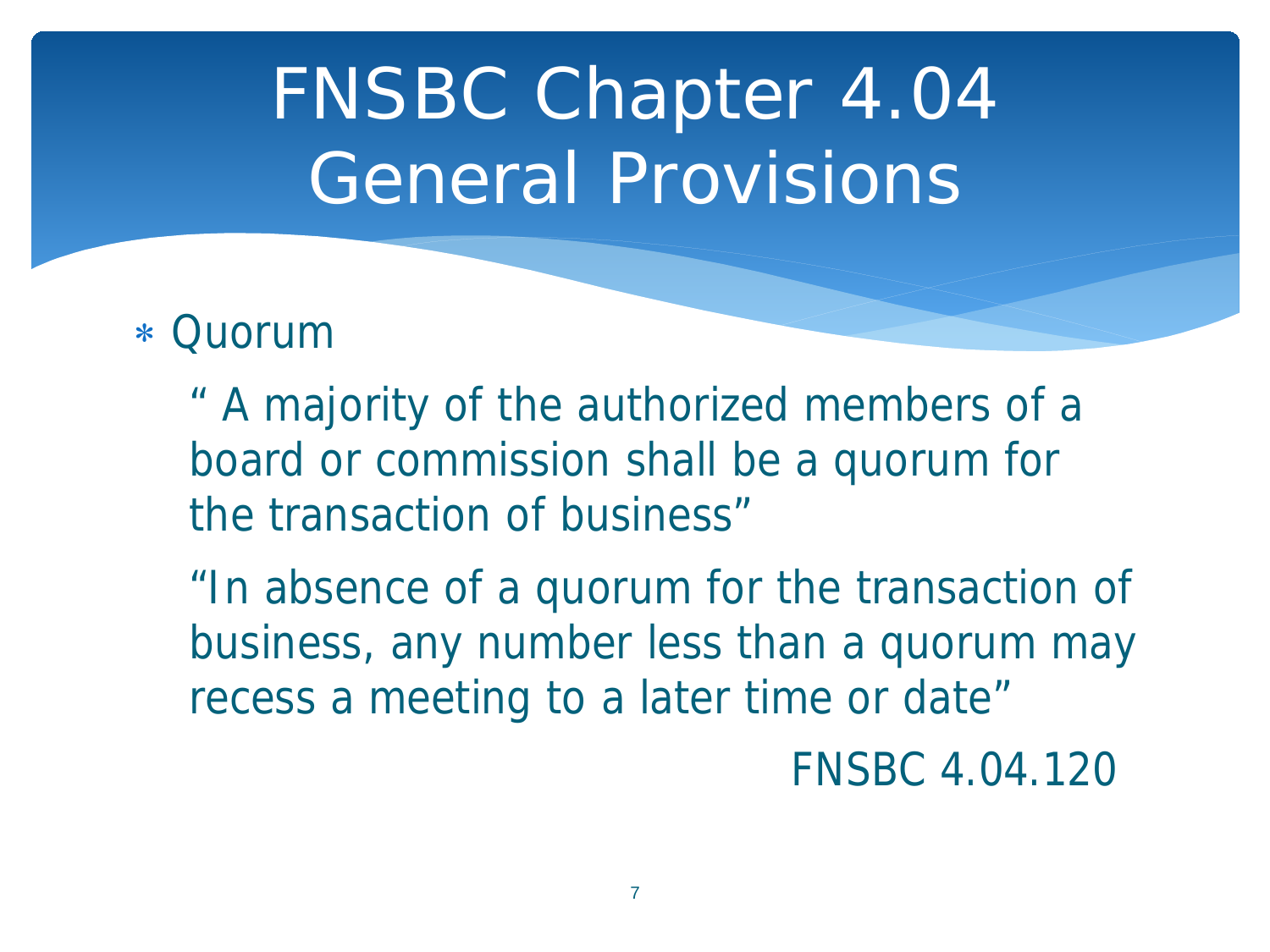# FNSBC Chapter 4.04 General Provisions

- Quorum

  " A majority of the authorized members of a board or commission shall be a quorum for the transaction of business"

  "In absence of a quorum for the transaction of business, any number less than a quorum may recess a meeting to a later time or date"

  FNSBC 4.04.120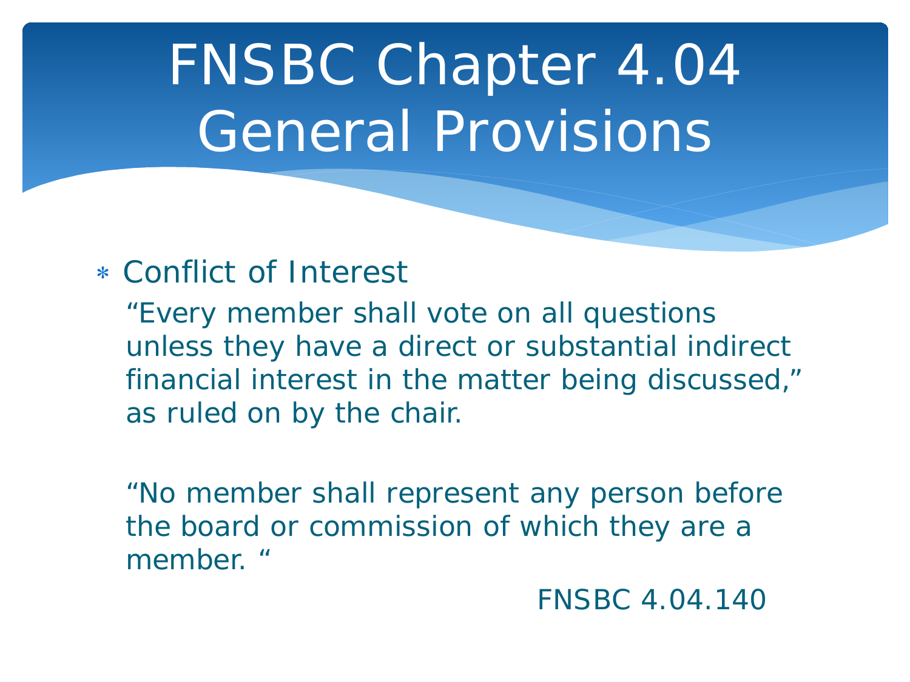# FNSBC Chapter 4.04 General Provisions

- Conflict of Interest

  "Every member shall vote on all questions unless they have a direct or substantial indirect financial interest in the matter being discussed," as ruled on by the chair.

  "No member shall represent any person before the board or commission of which they are a member. "

  FNSBC 4.04.140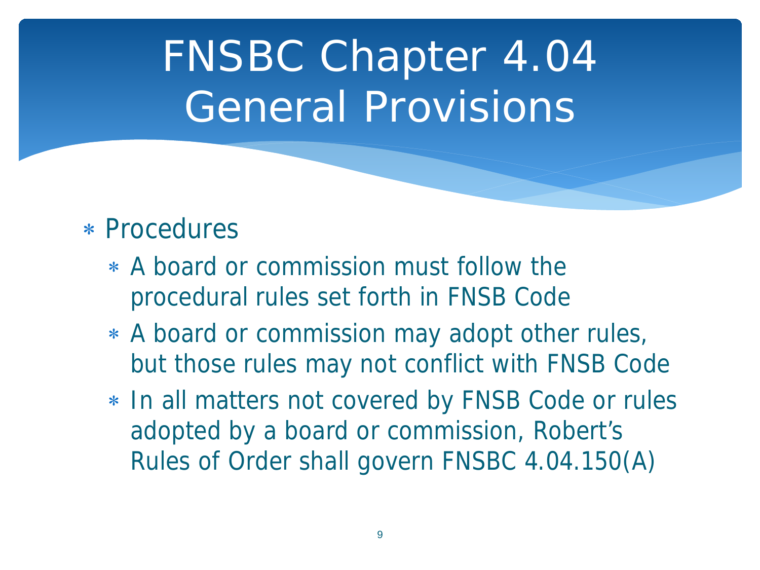# FNSBC Chapter 4.04 General Provisions

- Procedures
  - A board or commission must follow the procedural rules set forth in FNSB Code
  - A board or commission may adopt other rules, but those rules may not conflict with FNSB Code
  - In all matters not covered by FNSB Code or rules adopted by a board or commission, Robert's Rules of Order shall govern FNSBC 4.04.150(A)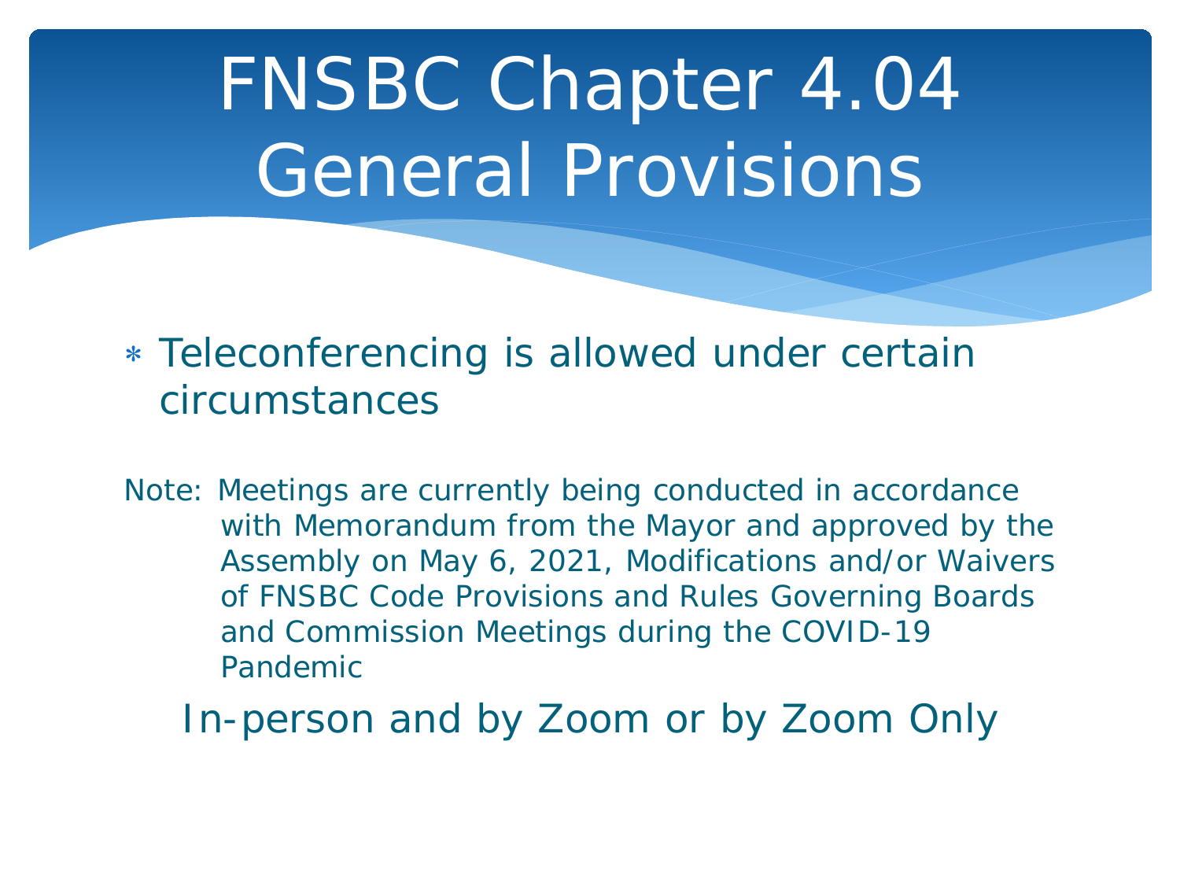# FNSBC Chapter 4.04 General Provisions

- Teleconferencing is allowed under certain circumstances

Note: Meetings are currently being conducted in accordance with Memorandum from the Mayor and approved by the Assembly on May 6, 2021, Modifications and/or Waivers of FNSBC Code Provisions and Rules Governing Boards and Commission Meetings during the COVID-19 Pandemic

In-person and by Zoom or by Zoom Only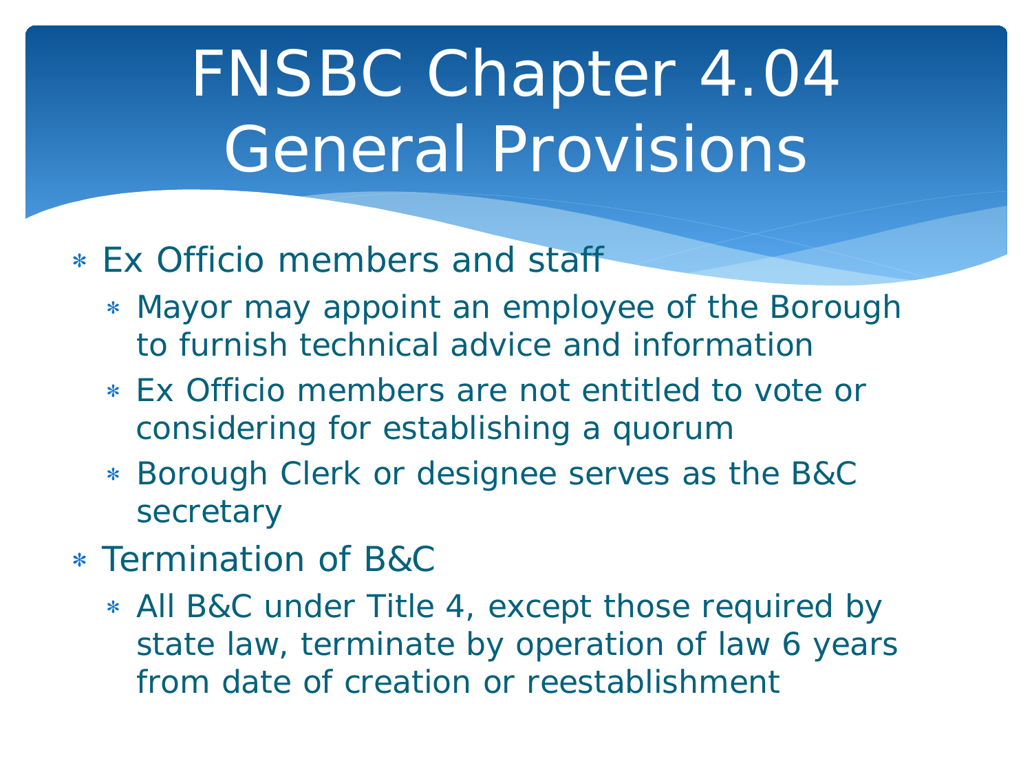# FNSBC Chapter 4.04 General Provisions

- Ex Officio members and staff
  - Mayor may appoint an employee of the Borough to furnish technical advice and information
  - Ex Officio members are not entitled to vote or considering for establishing a quorum
  - Borough Clerk or designee serves as the B&C secretary
- Termination of B&C
  - All B&C under Title 4, except those required by state law, terminate by operation of law 6 years from date of creation or reestablishment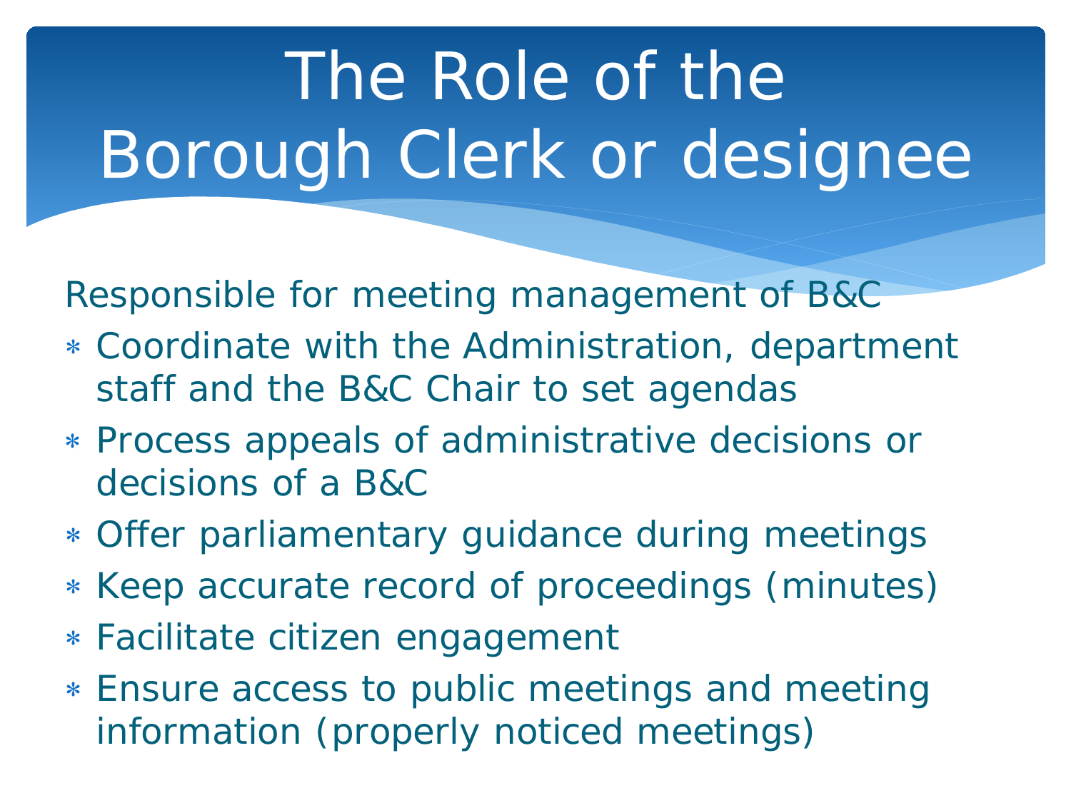# The Role of the Borough Clerk or designee

Responsible for meeting management of B&C

- Coordinate with the Administration, department staff and the B&C Chair to set agendas
- Process appeals of administrative decisions or decisions of a B&C
- Offer parliamentary guidance during meetings
- Keep accurate record of proceedings (minutes)
- Facilitate citizen engagement
- Ensure access to public meetings and meeting information (properly noticed meetings)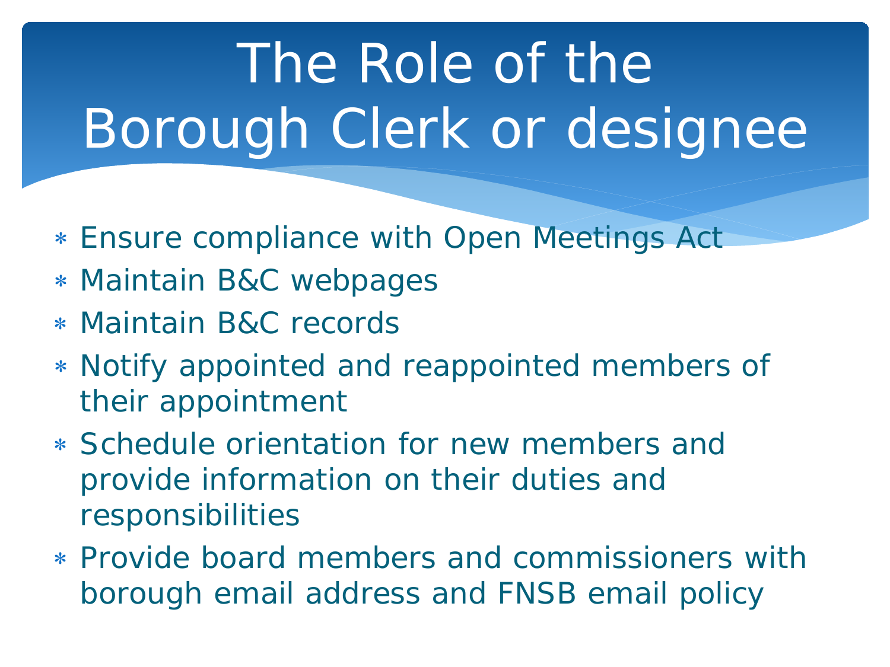# The Role of the Borough Clerk or designee

- Ensure compliance with Open Meetings Act
- Maintain B&C webpages
- Maintain B&C records
- Notify appointed and reappointed members of their appointment
- Schedule orientation for new members and provide information on their duties and responsibilities
- Provide board members and commissioners with borough email address and FNSB email policy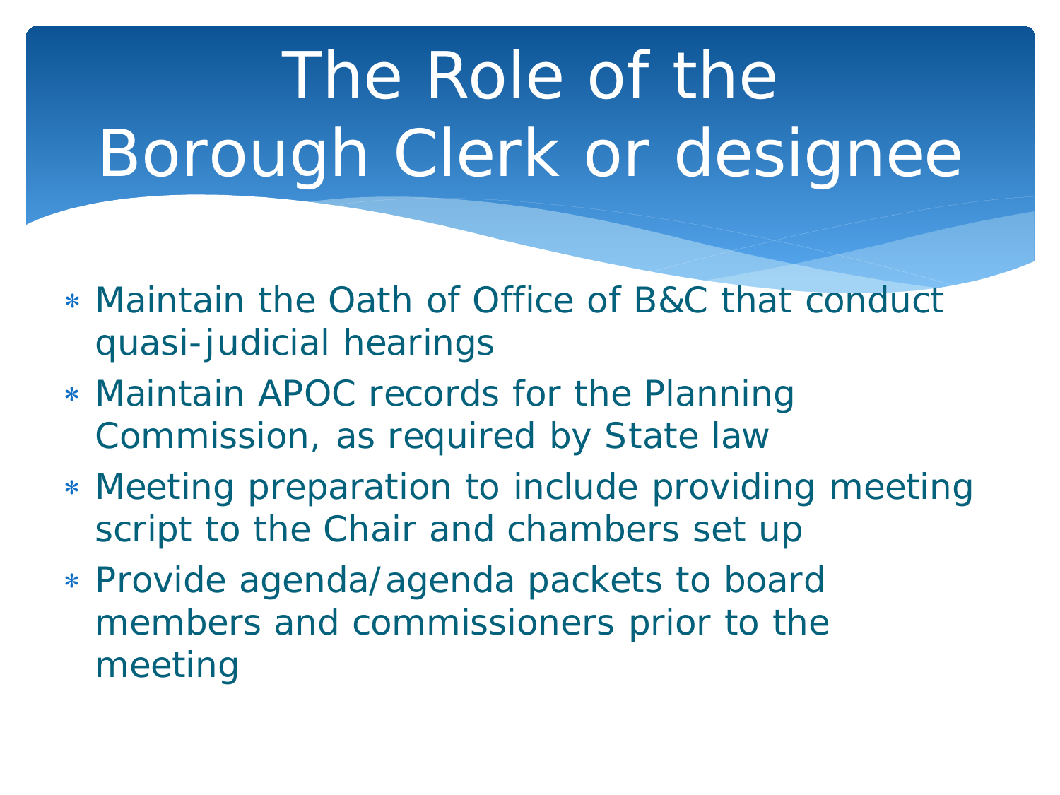# The Role of the Borough Clerk or designee

- Maintain the Oath of Office of B&C that conduct quasi-judicial hearings
- Maintain APOC records for the Planning Commission, as required by State law
- Meeting preparation to include providing meeting script to the Chair and chambers set up
- Provide agenda/agenda packets to board members and commissioners prior to the meeting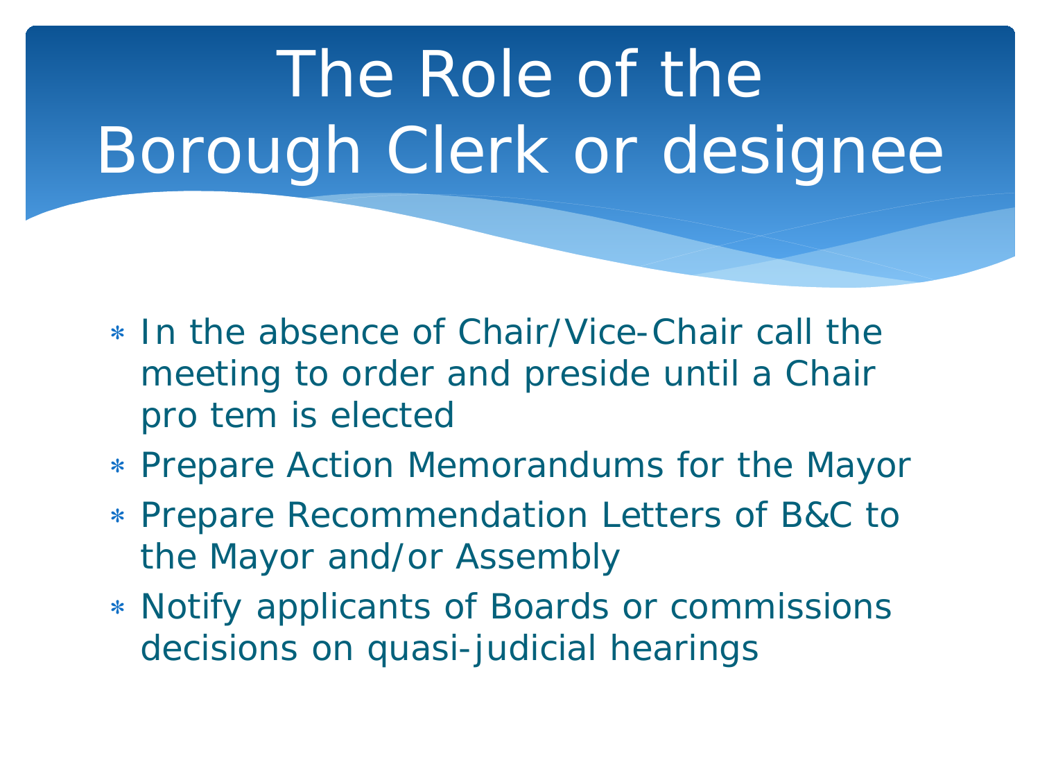# The Role of the Borough Clerk or designee

- In the absence of Chair/Vice-Chair call the meeting to order and preside until a Chair pro tem is elected
- Prepare Action Memorandums for the Mayor
- Prepare Recommendation Letters of B&C to the Mayor and/or Assembly
- Notify applicants of Boards or commissions decisions on quasi-judicial hearings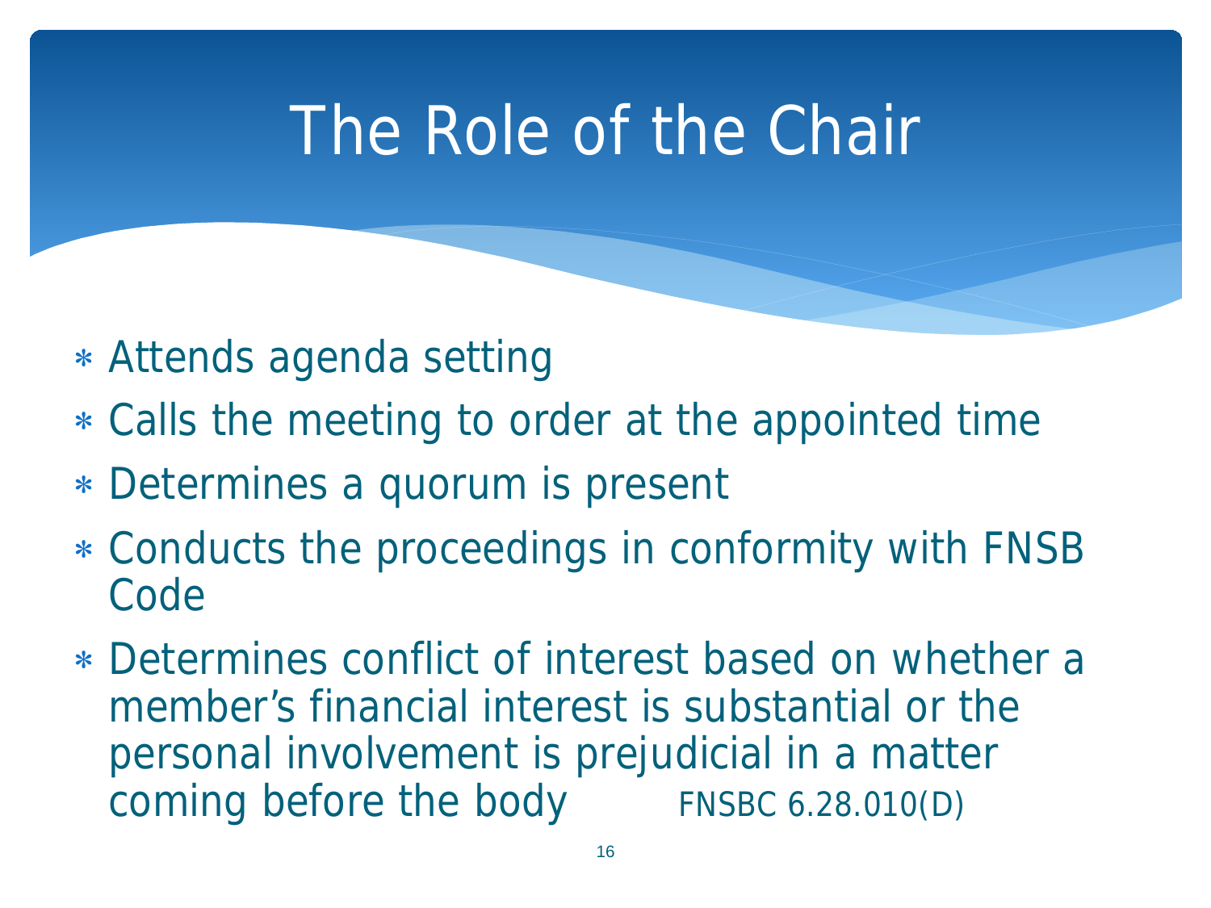# The Role of the Chair

- Attends agenda setting
- Calls the meeting to order at the appointed time
- Determines a quorum is present
- Conducts the proceedings in conformity with FNSB Code
- Determines conflict of interest based on whether a member's financial interest is substantial or the personal involvement is prejudicial in a matter coming before the body FNSBC 6.28.010(D)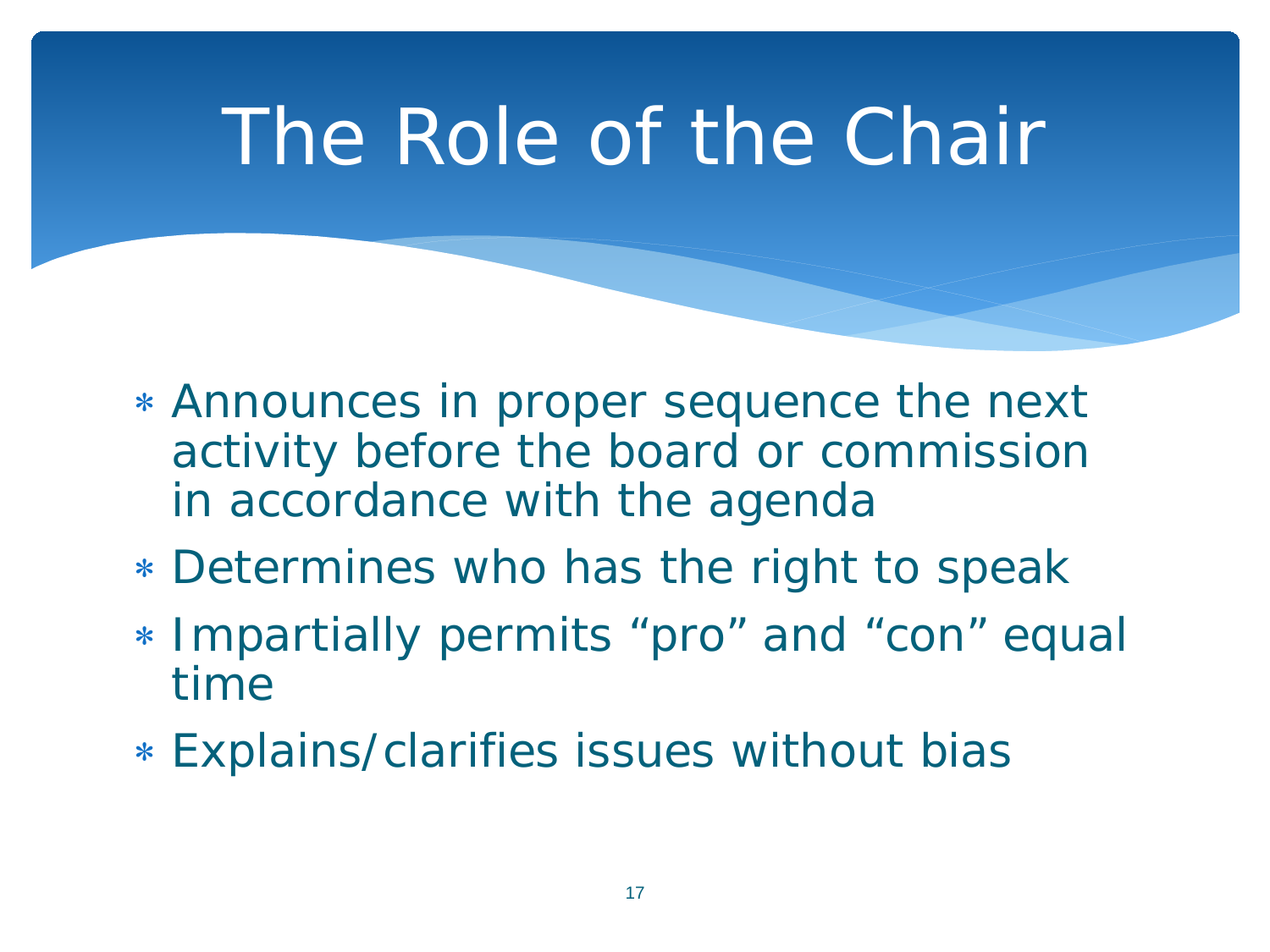# The Role of the Chair

- Announces in proper sequence the next activity before the board or commission in accordance with the agenda
- Determines who has the right to speak
- Impartially permits “pro” and “con” equal time
- Explains/clarifies issues without bias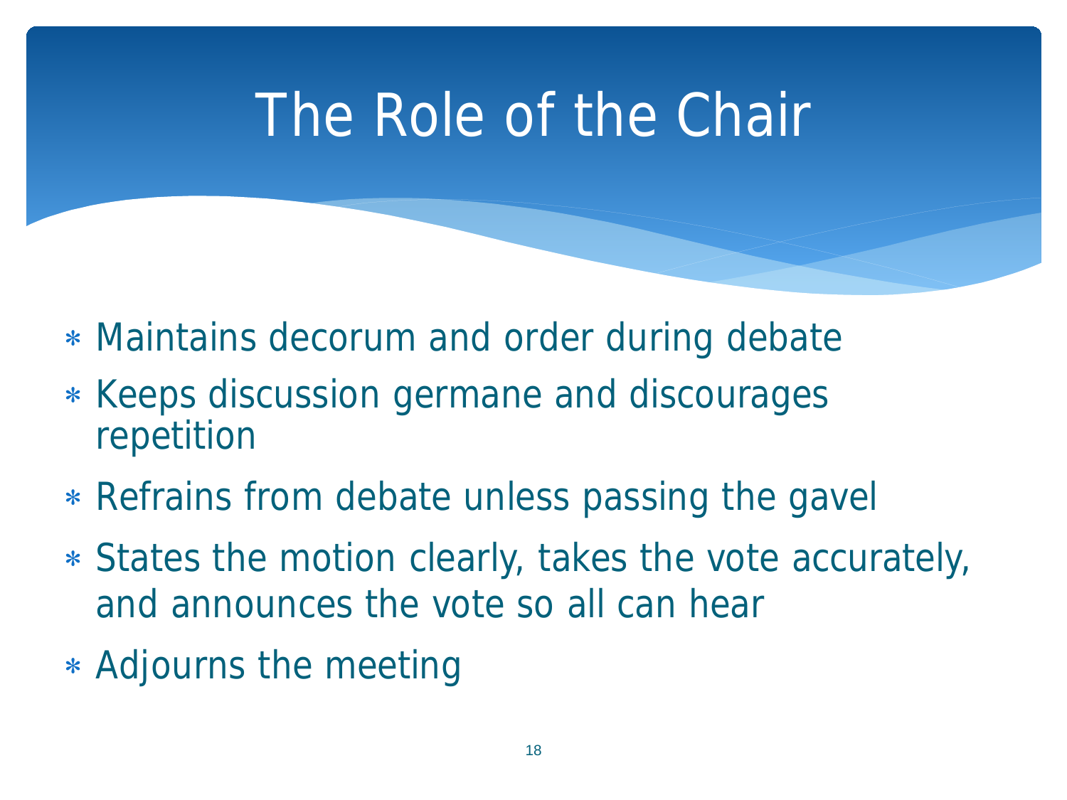# The Role of the Chair

- Maintains decorum and order during debate
- Keeps discussion germane and discourages repetition
- Refrains from debate unless passing the gavel
- States the motion clearly, takes the vote accurately, and announces the vote so all can hear
- Adjourns the meeting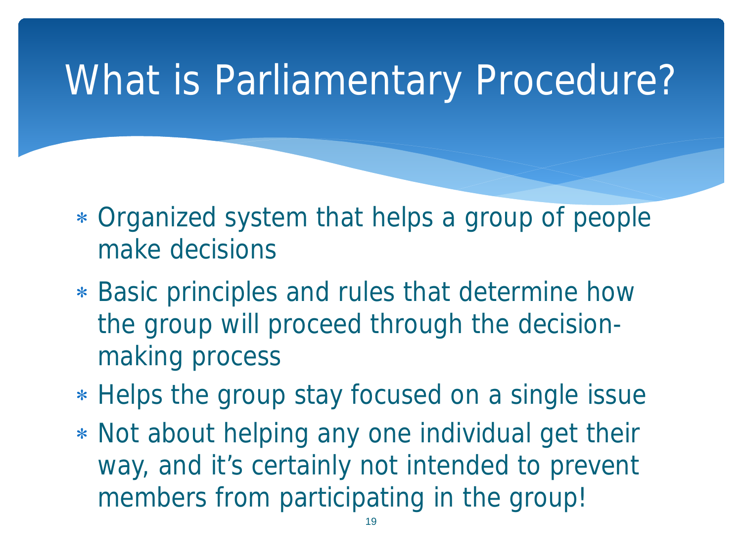# What is Parliamentary Procedure?

- Organized system that helps a group of people make decisions
- Basic principles and rules that determine how the group will proceed through the decision-making process
- Helps the group stay focused on a single issue
- Not about helping any one individual get their way, and it's certainly not intended to prevent members from participating in the group!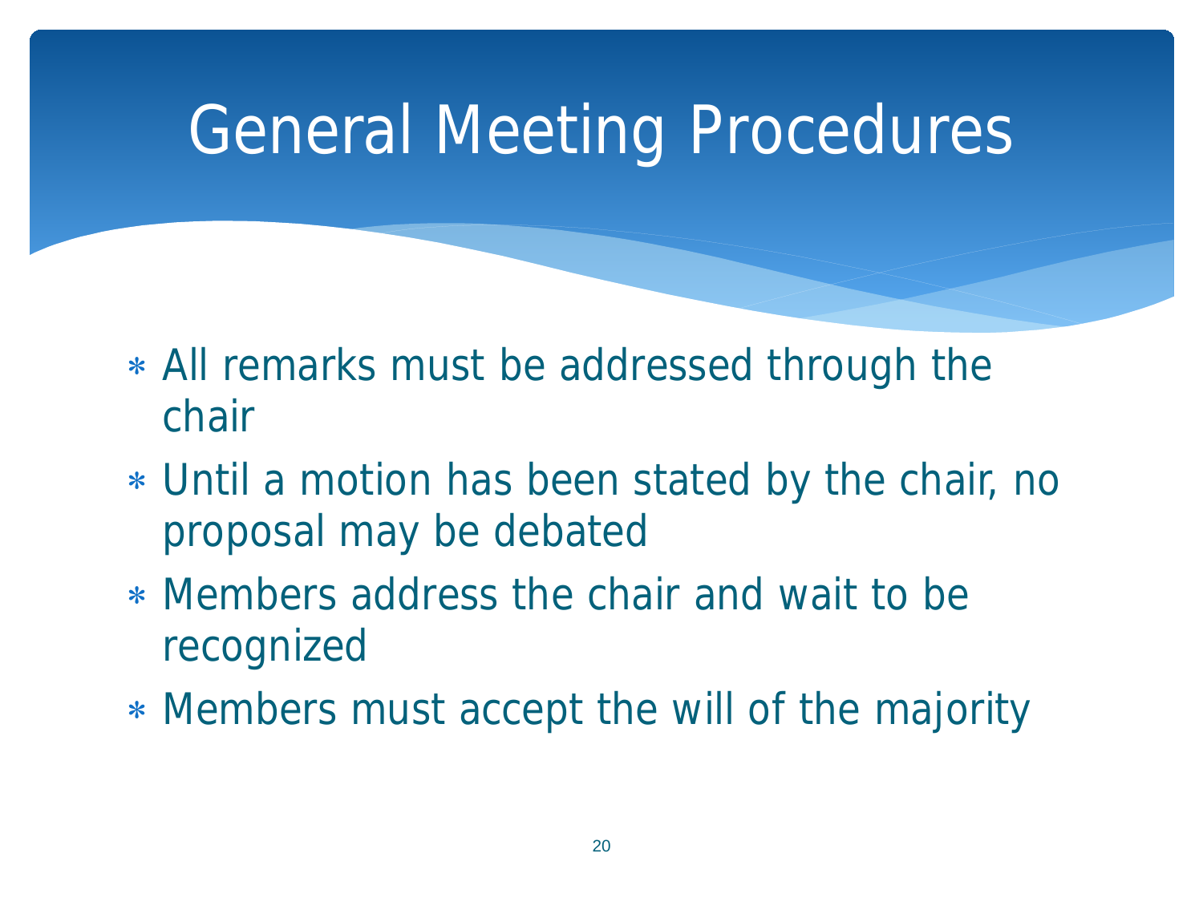# General Meeting Procedures

- All remarks must be addressed through the chair
- Until a motion has been stated by the chair, no proposal may be debated
- Members address the chair and wait to be recognized
- Members must accept the will of the majority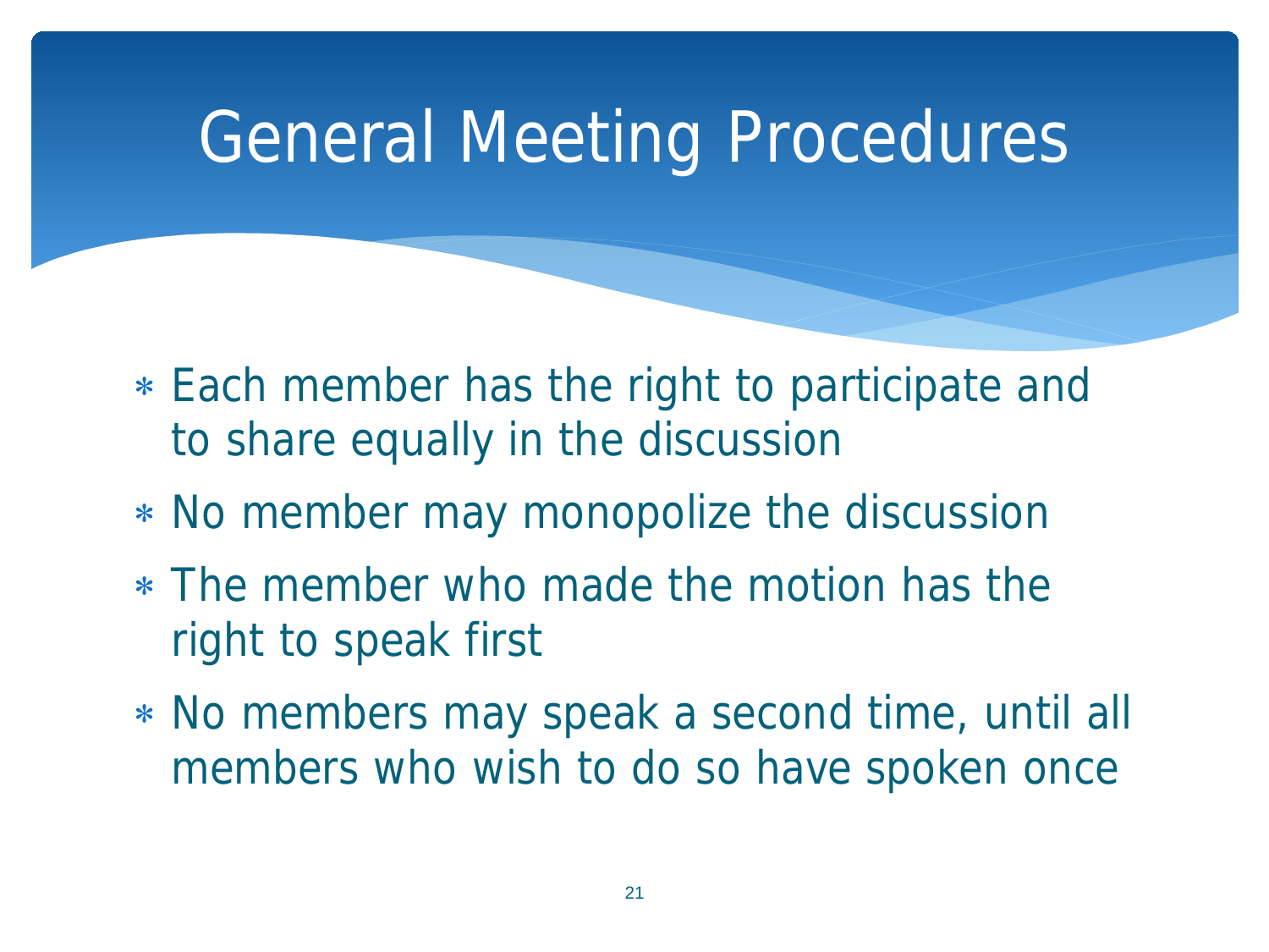# General Meeting Procedures

- Each member has the right to participate and to share equally in the discussion
- No member may monopolize the discussion
- The member who made the motion has the right to speak first
- No members may speak a second time, until all members who wish to do so have spoken once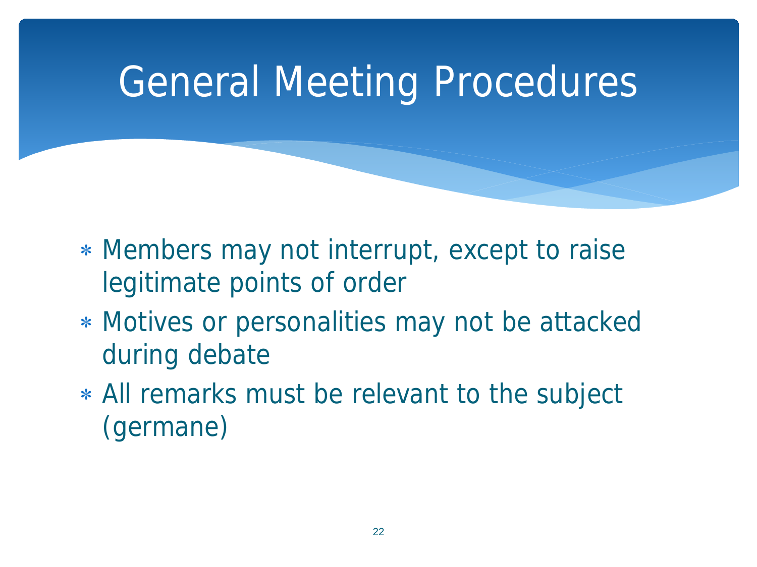# General Meeting Procedures

- Members may not interrupt, except to raise legitimate points of order
- Motives or personalities may not be attacked during debate
- All remarks must be relevant to the subject (germane)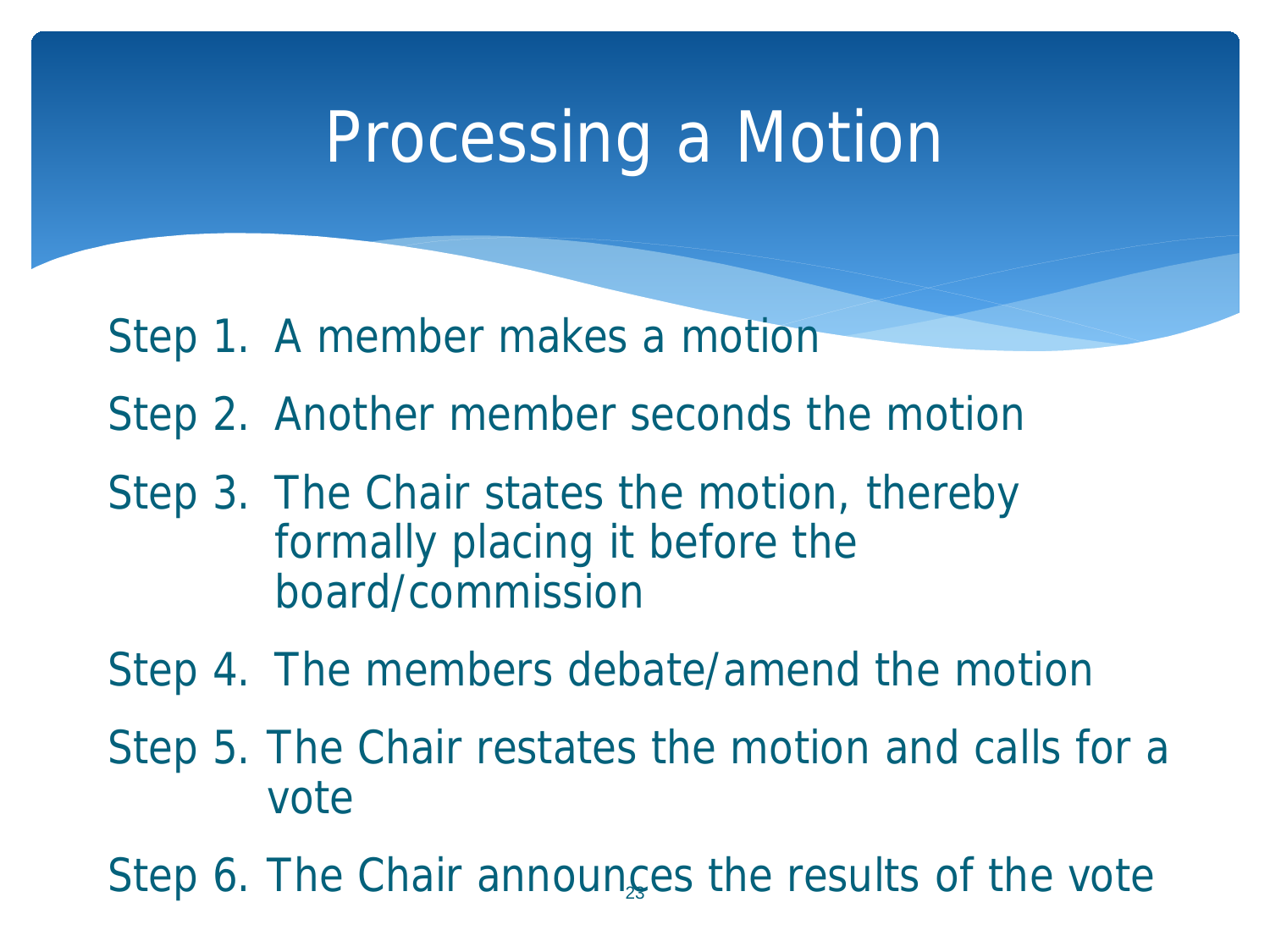# Processing a Motion

Step 1. A member makes a motion

Step 2. Another member seconds the motion

Step 3. The Chair states the motion, thereby formally placing it before the board/commission

Step 4. The members debate/amend the motion

Step 5. The Chair restates the motion and calls for a vote

Step 6. The Chair announces the results of the vote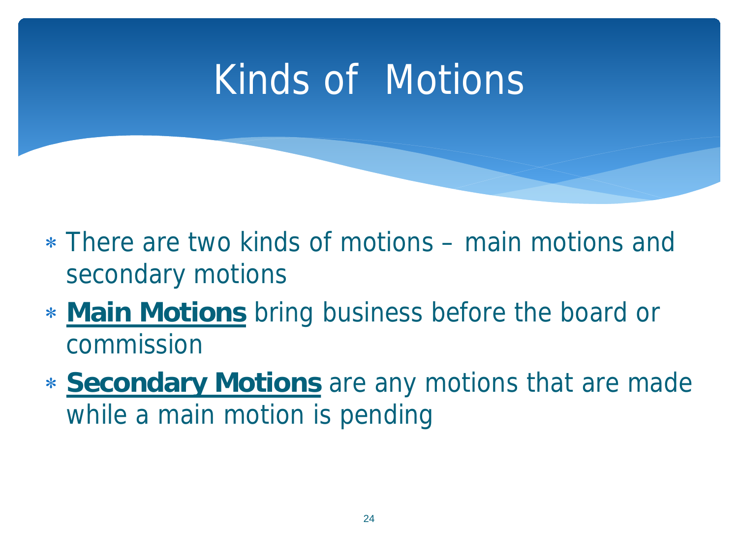# Kinds of Motions

- There are two kinds of motions – main motions and secondary motions
- **Main Motions** bring business before the board or commission
- **Secondary Motions** are any motions that are made while a main motion is pending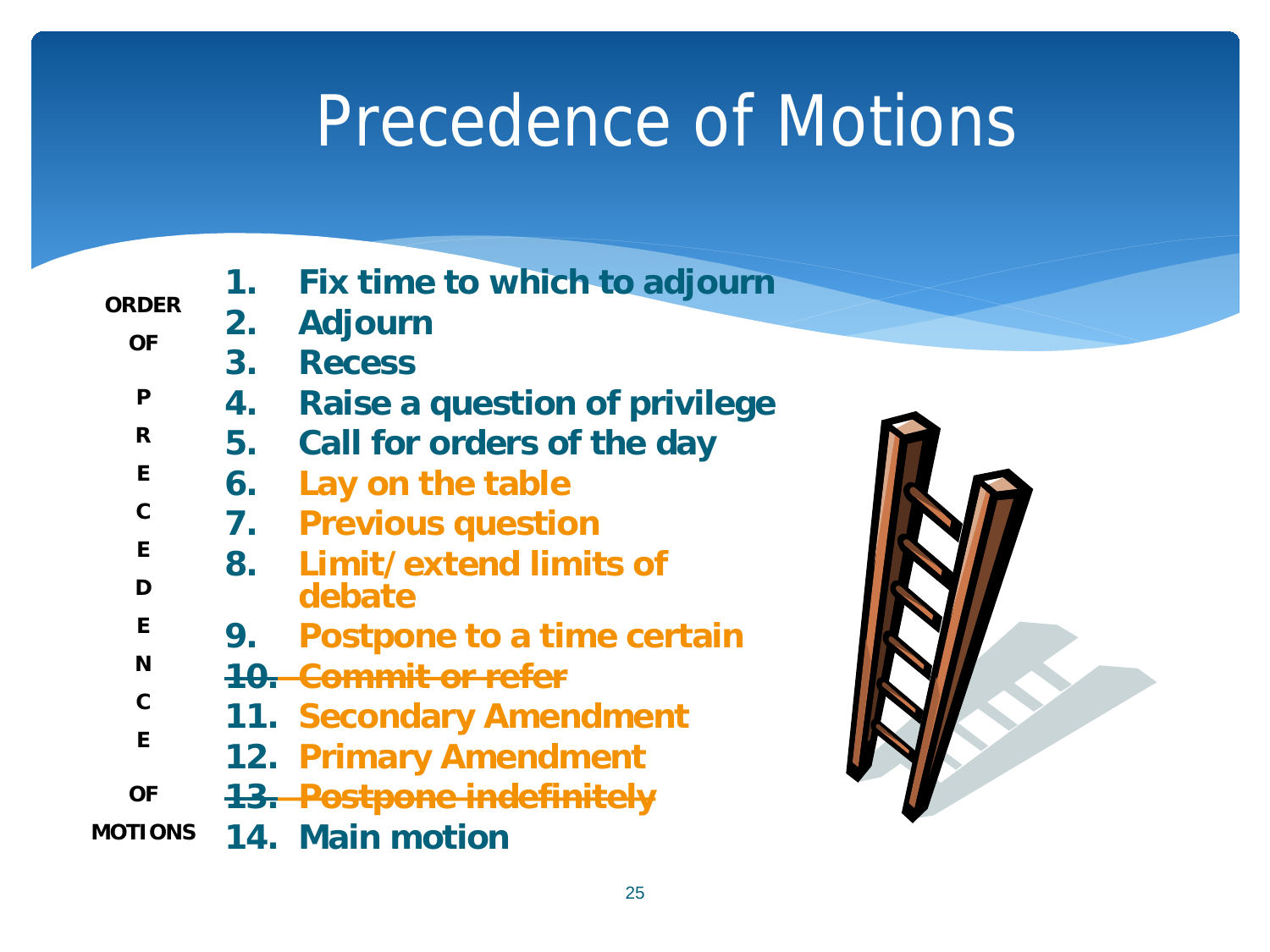# Precedence of Motions

ORDER OF PRECEDENCE OF MOTIONS

1. **Fix time to which to adjourn**
2. **Adjourn**
3. **Recess**
4. **Raise a question of privilege**
5. **Call for orders of the day**
6. **Lay on the table**
7. **Previous question**
8. **Limit/extend limits of debate**
9. **Postpone to a time certain**
10. ~~**Commit or refer**~~
11. **Secondary Amendment**
12. **Primary Amendment**
13. ~~**Postpone indefinitely**~~
14. **Main motion**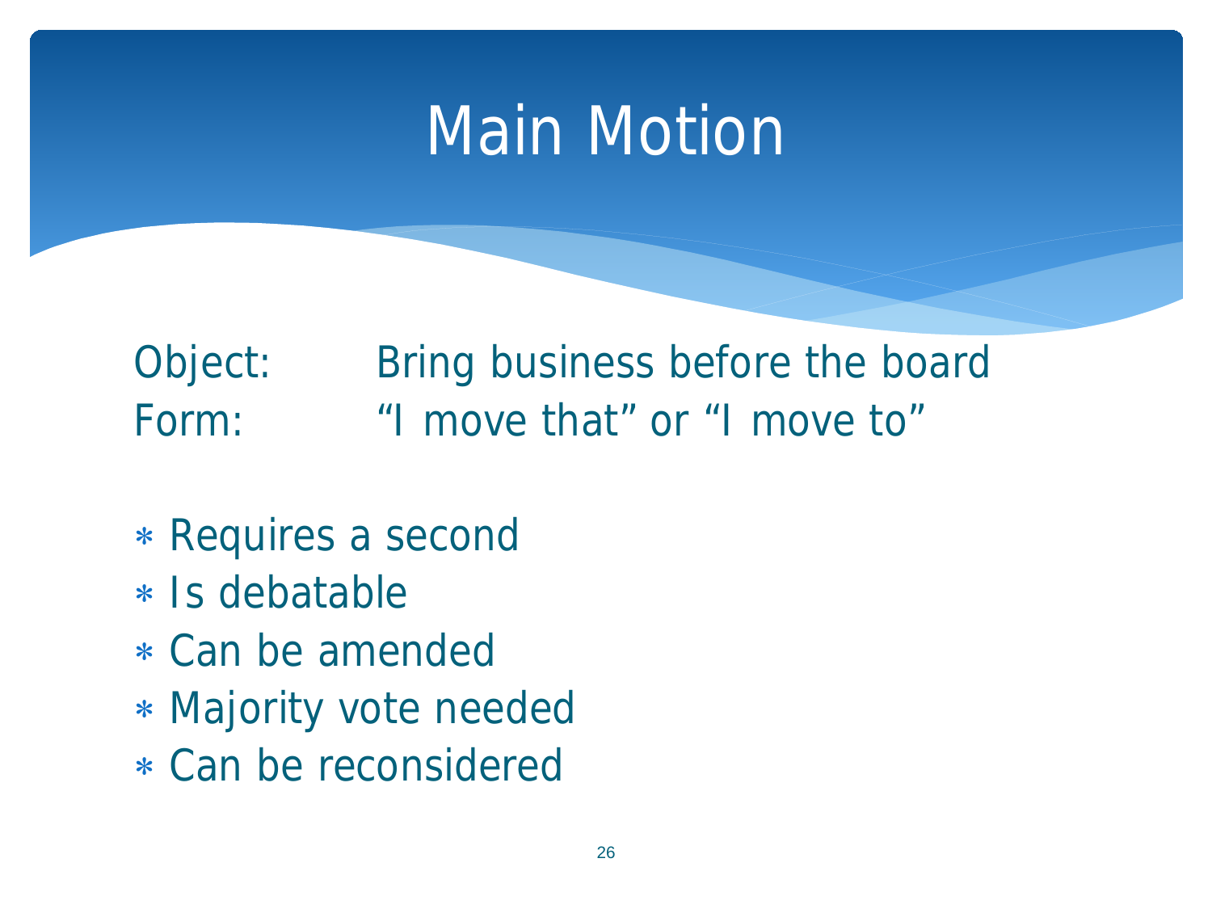# Main Motion

Object: Bring business before the board
Form: “I move that” or “I move to”

- Requires a second
- Is debatable
- Can be amended
- Majority vote needed
- Can be reconsidered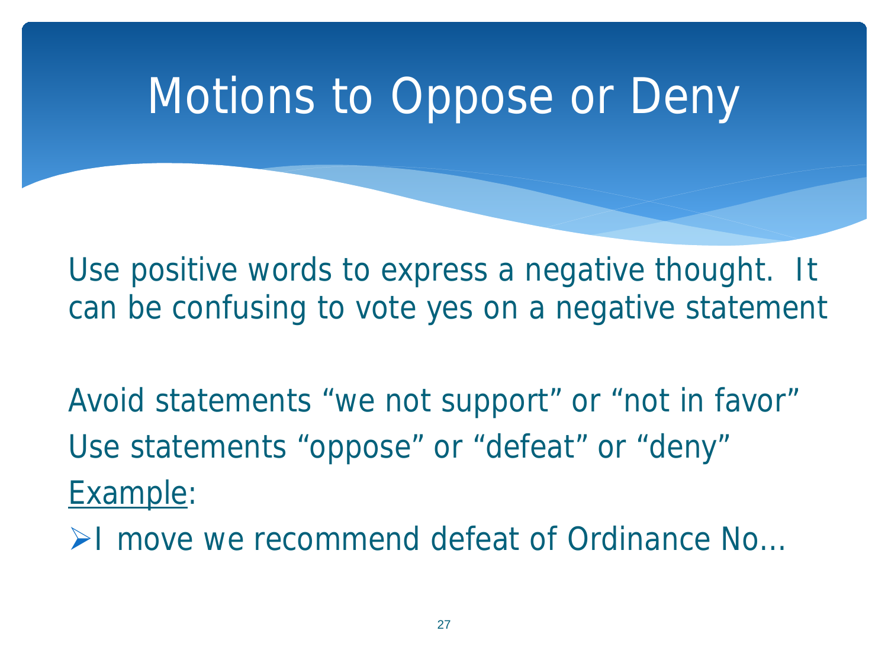# Motions to Oppose or Deny

Use positive words to express a negative thought. It can be confusing to vote yes on a negative statement

Avoid statements “we not support” or “not in favor”

Use statements “oppose” or “defeat” or “deny”

<u>Example</u>:

- I move we recommend defeat of Ordinance No…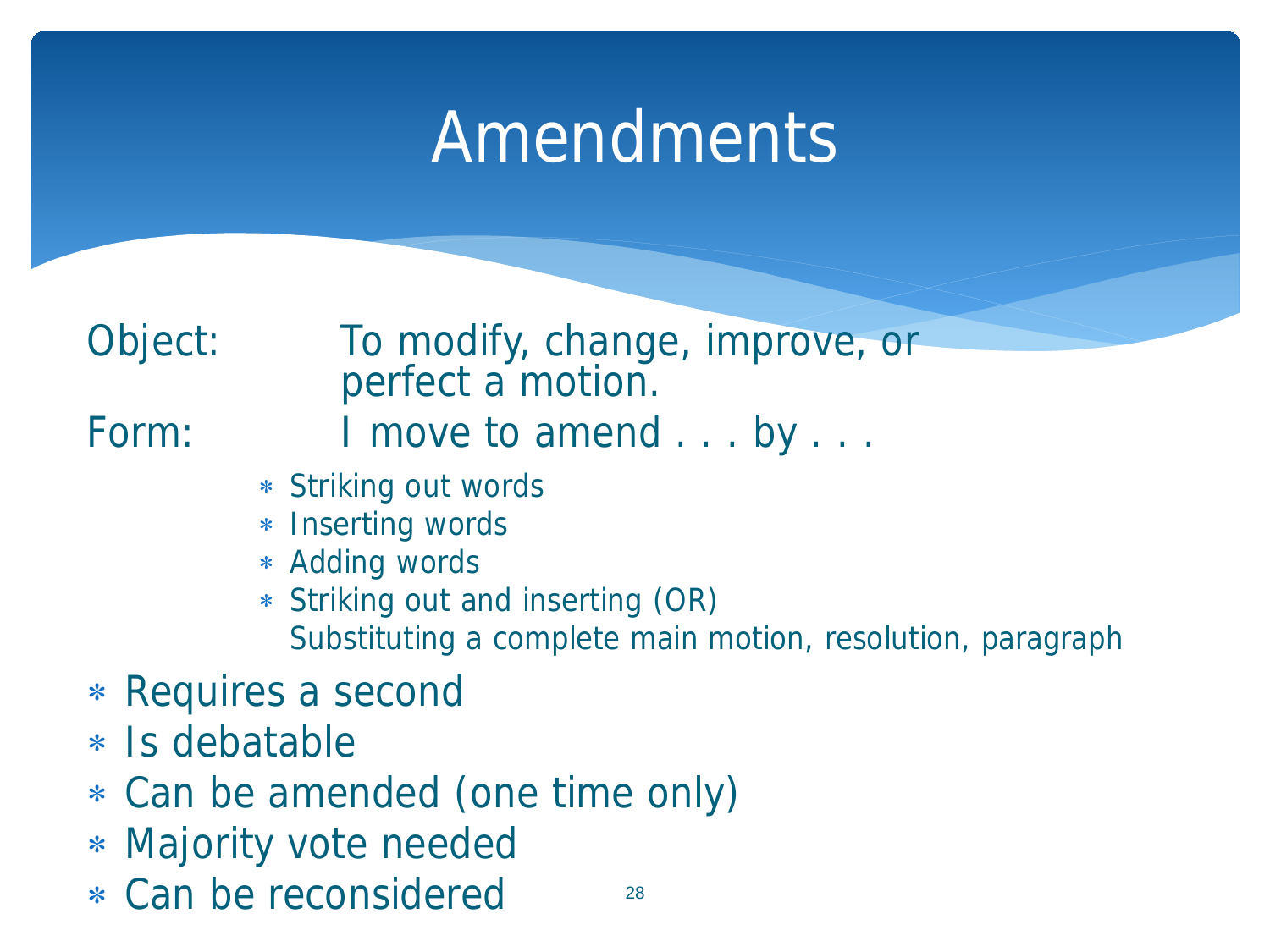# Amendments

Object: To modify, change, improve, or perfect a motion.

Form: I move to amend . . . by . . .

- Striking out words
- Inserting words
- Adding words
- Striking out and inserting (OR)
  Substituting a complete main motion, resolution, paragraph

- Requires a second
- Is debatable
- Can be amended (one time only)
- Majority vote needed
- Can be reconsidered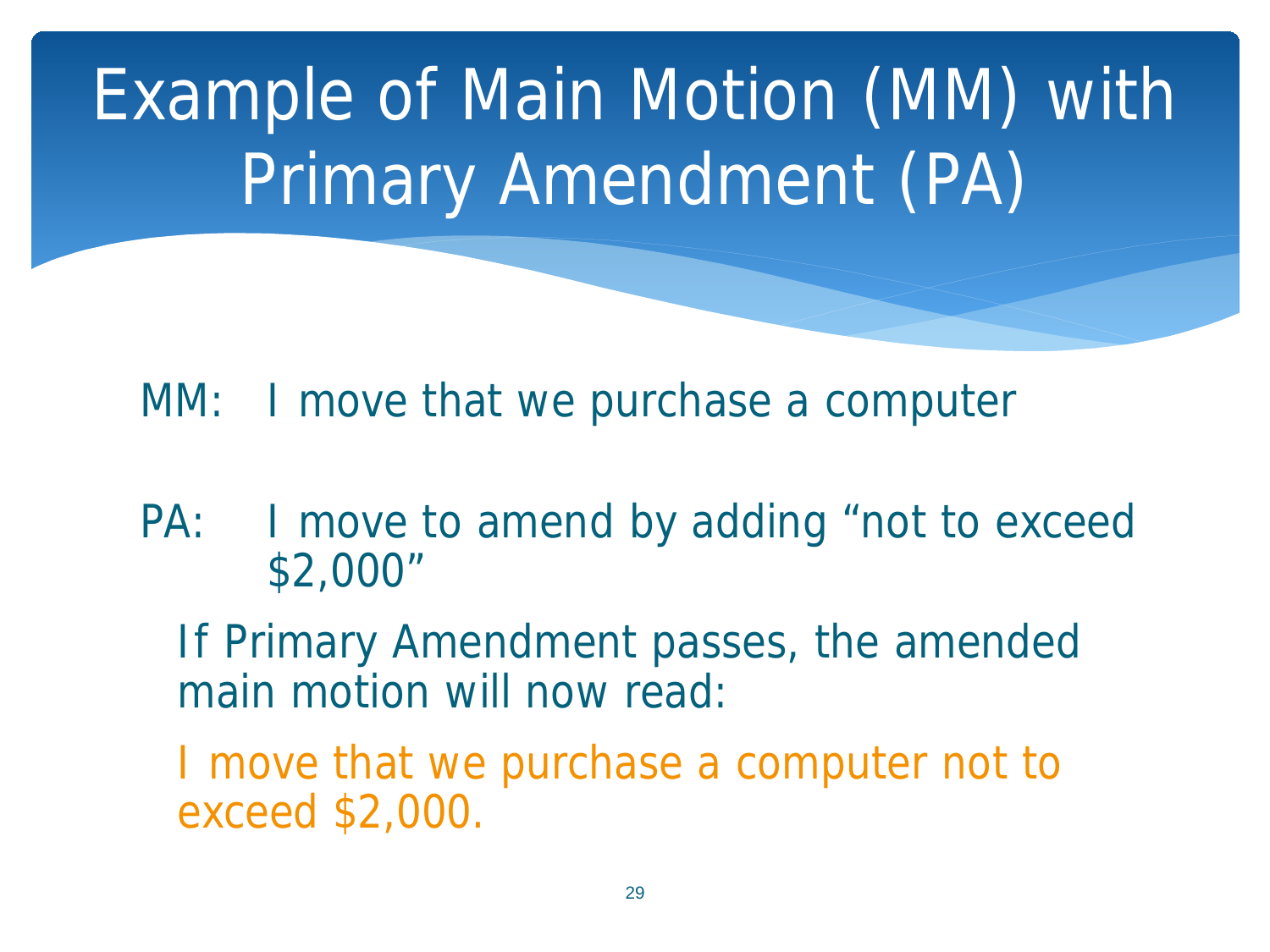# Example of Main Motion (MM) with Primary Amendment (PA)

MM: I move that we purchase a computer

PA: I move to amend by adding “not to exceed $2,000”

If Primary Amendment passes, the amended main motion will now read:

I move that we purchase a computer not to exceed $2,000.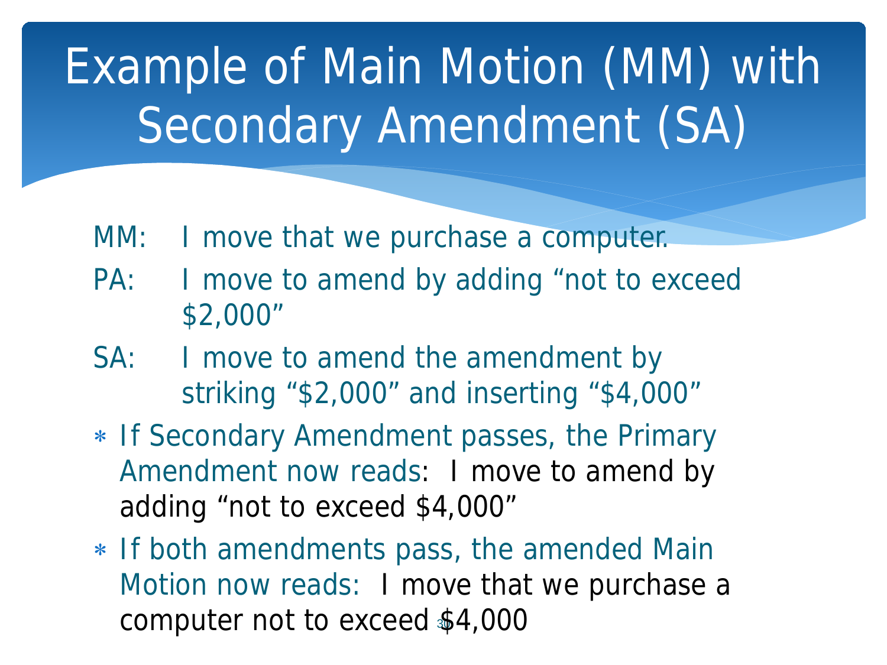# Example of Main Motion (MM) with Secondary Amendment (SA)

MM: I move that we purchase a computer.

PA: I move to amend by adding "not to exceed $2,000"

SA: I move to amend the amendment by striking "$2,000" and inserting "$4,000"

- If Secondary Amendment passes, the Primary Amendment now reads: I move to amend by adding "not to exceed $4,000"
- If both amendments pass, the amended Main Motion now reads: I move that we purchase a computer not to exceed $4,000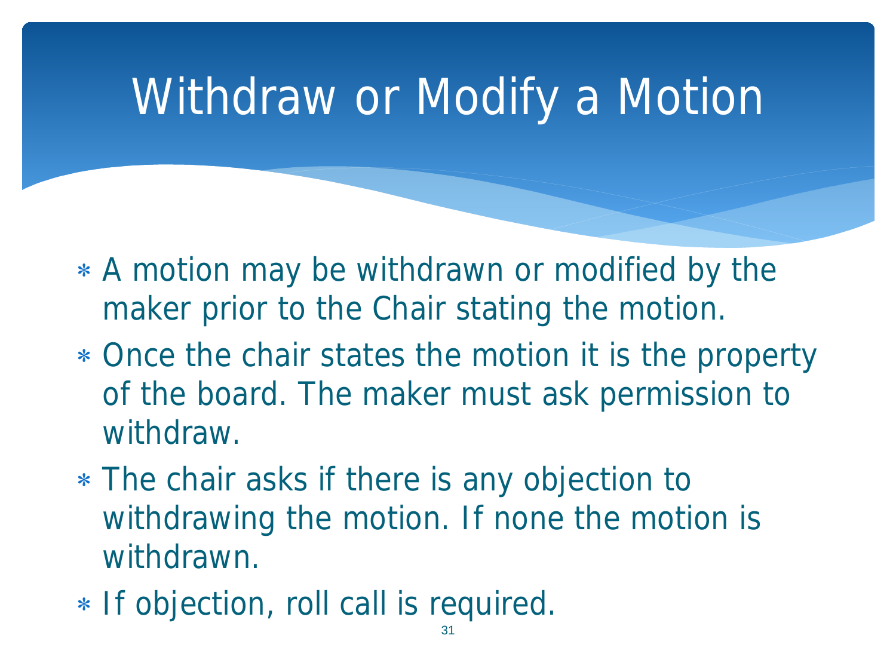# Withdraw or Modify a Motion

- A motion may be withdrawn or modified by the maker prior to the Chair stating the motion.
- Once the chair states the motion it is the property of the board. The maker must ask permission to withdraw.
- The chair asks if there is any objection to withdrawing the motion. If none the motion is withdrawn.
- If objection, roll call is required.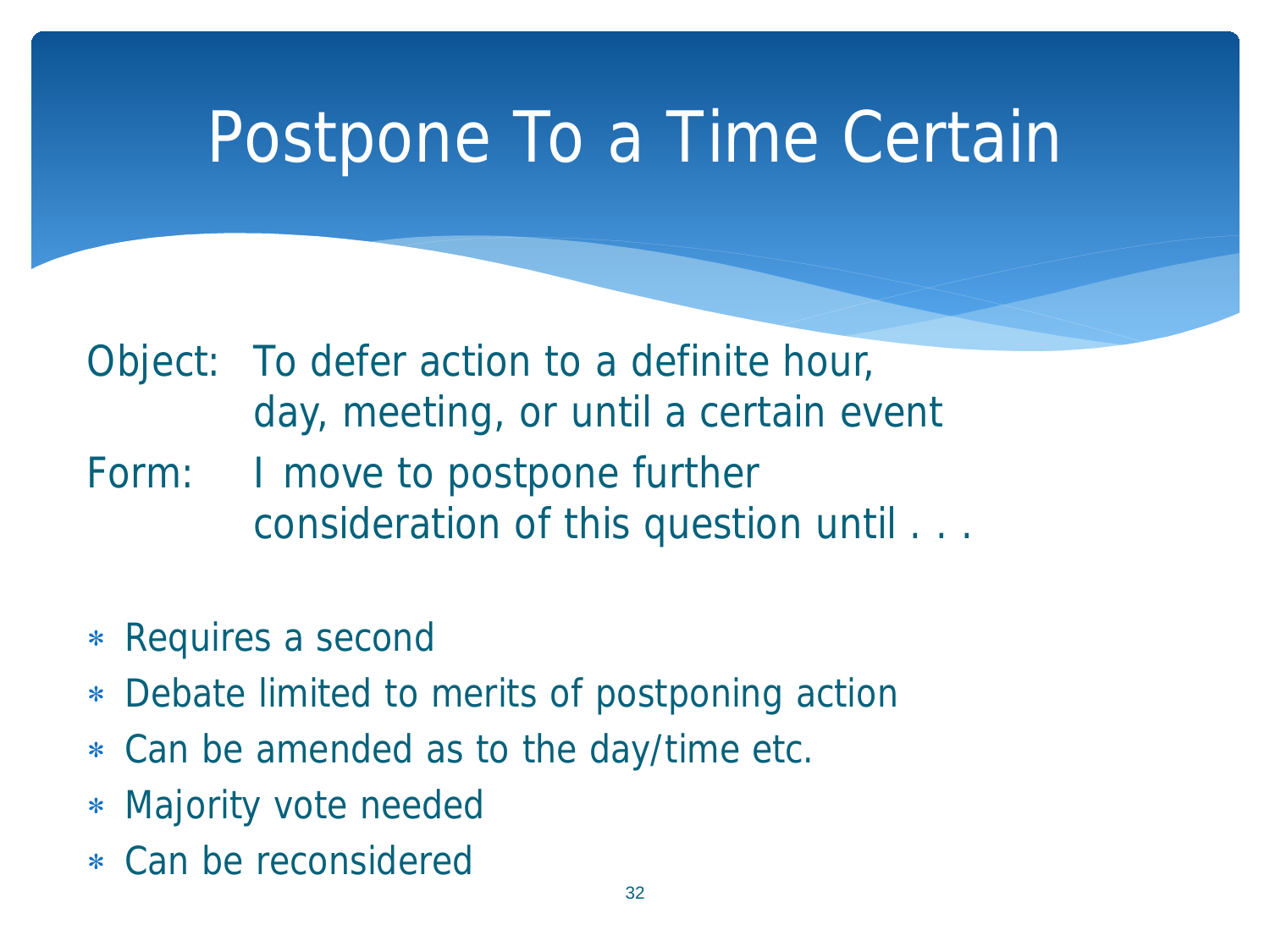# Postpone To a Time Certain

Object: To defer action to a definite hour, day, meeting, or until a certain event

Form: I move to postpone further consideration of this question until . . .

- Requires a second
- Debate limited to merits of postponing action
- Can be amended as to the day/time etc.
- Majority vote needed
- Can be reconsidered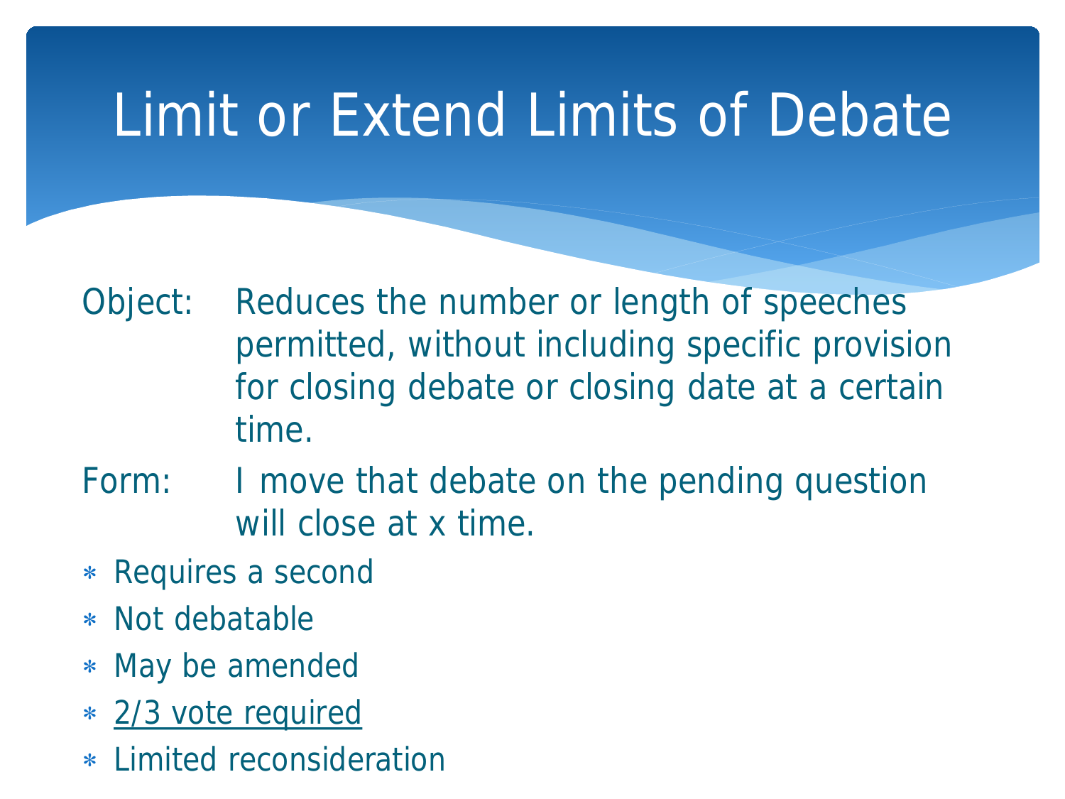# Limit or Extend Limits of Debate

Object: Reduces the number or length of speeches permitted, without including specific provision for closing debate or closing date at a certain time.

Form: I move that debate on the pending question will close at x time.

- Requires a second
- Not debatable
- May be amended
- <u>2/3 vote required</u>
- Limited reconsideration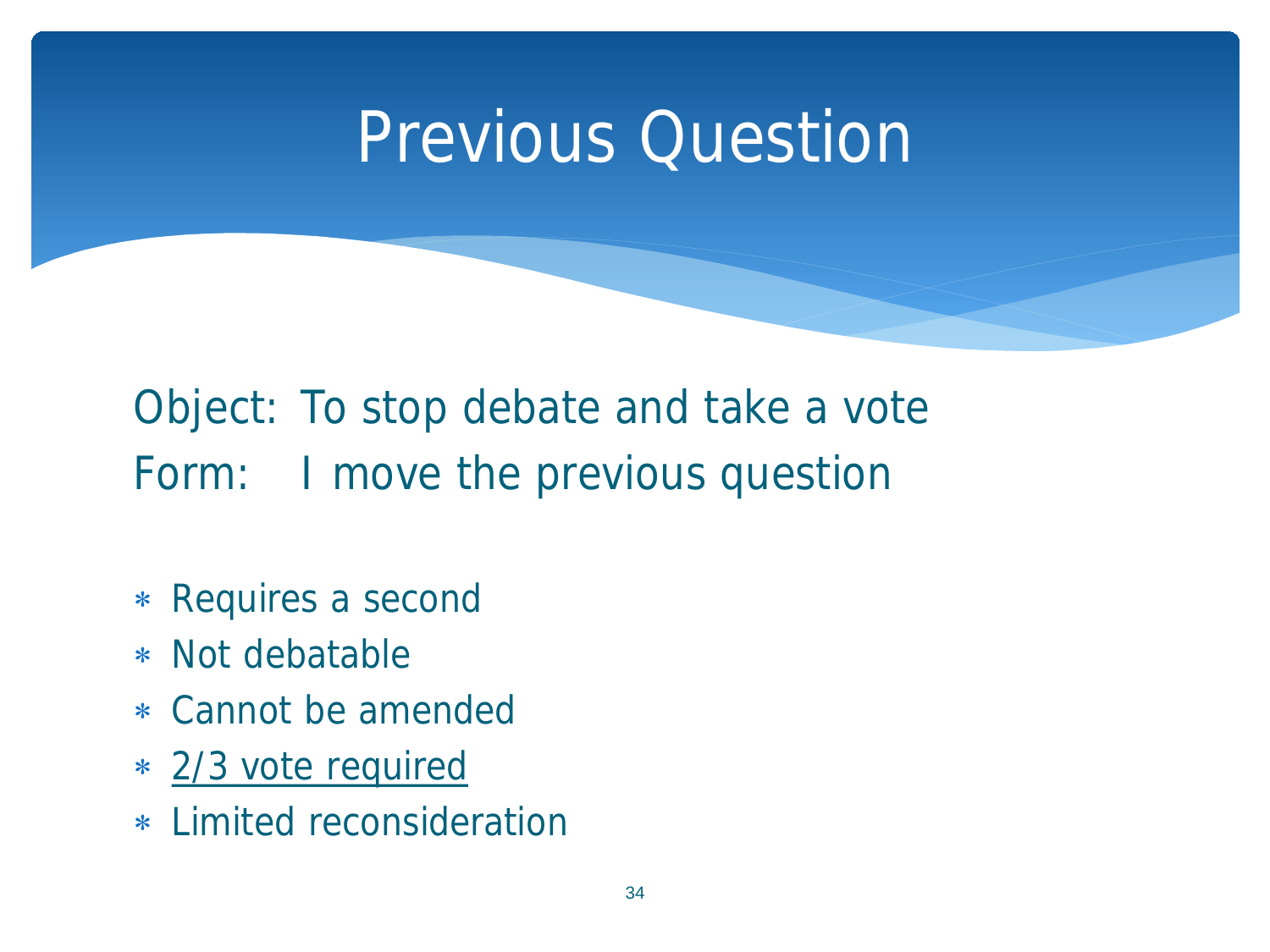# Previous Question

Object: To stop debate and take a vote

Form: I move the previous question

- Requires a second
- Not debatable
- Cannot be amended
- <u>2/3 vote required</u>
- Limited reconsideration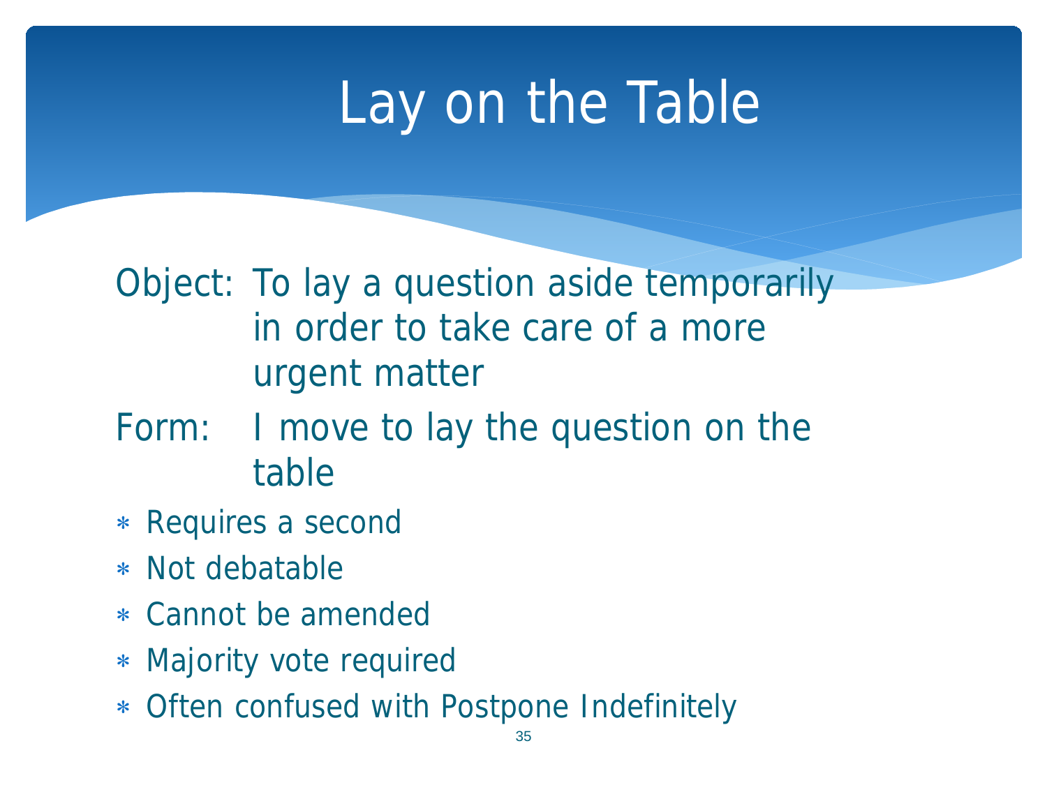# Lay on the Table

Object: To lay a question aside temporarily in order to take care of a more urgent matter

Form: I move to lay the question on the table

- Requires a second
- Not debatable
- Cannot be amended
- Majority vote required
- Often confused with Postpone Indefinitely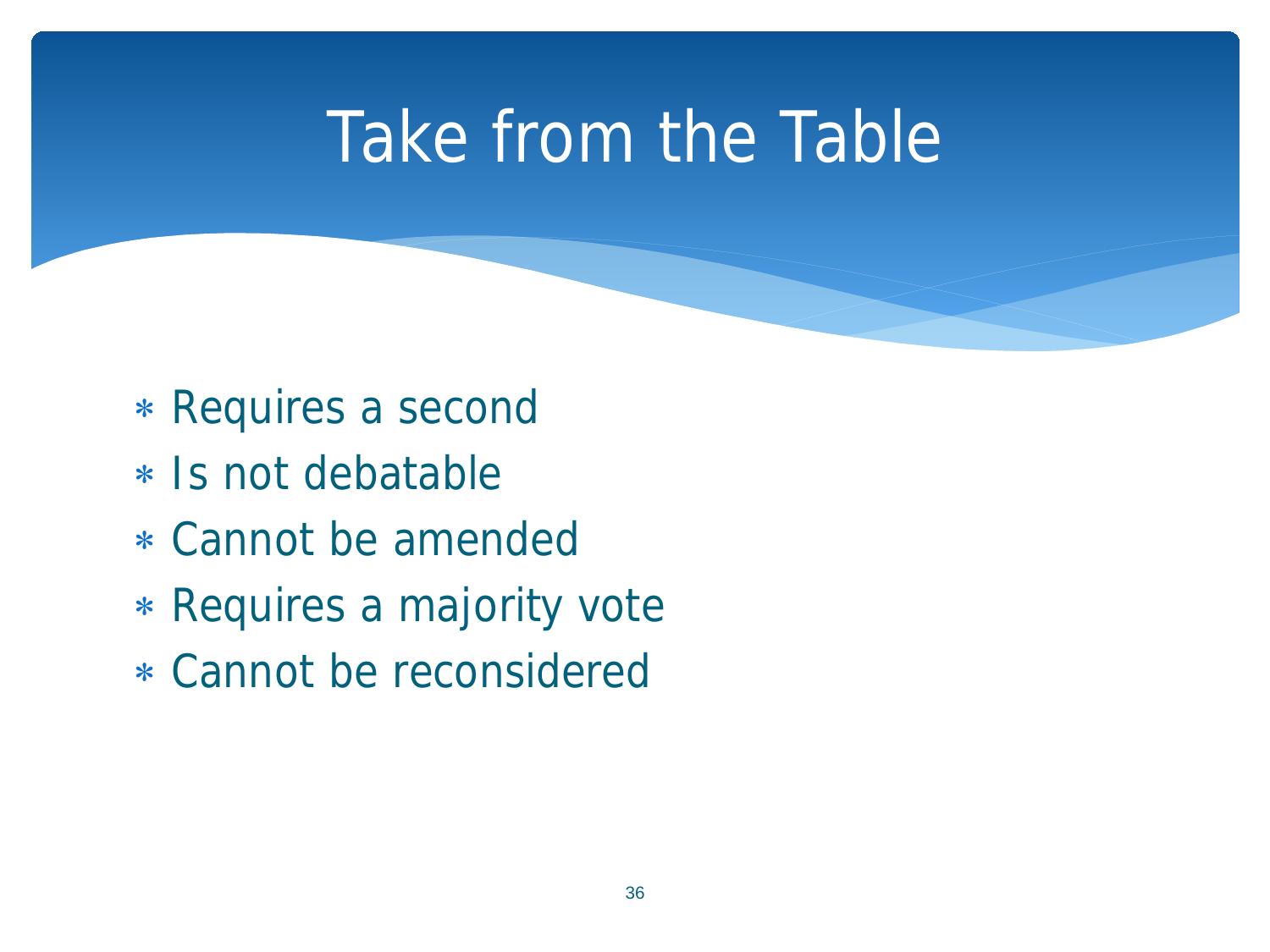# Take from the Table

- Requires a second
- Is not debatable
- Cannot be amended
- Requires a majority vote
- Cannot be reconsidered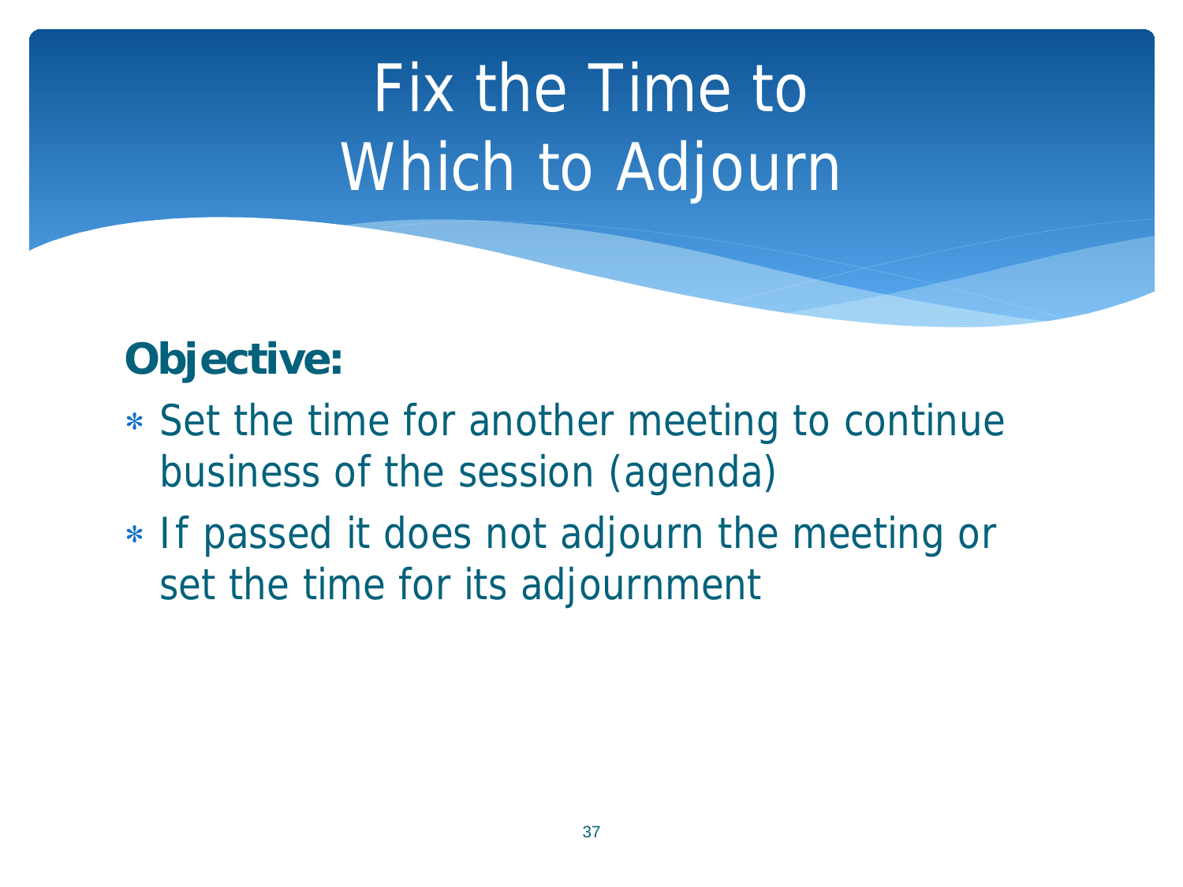# Fix the Time to Which to Adjourn

**Objective:**

- Set the time for another meeting to continue business of the session (agenda)
- If passed it does not adjourn the meeting or set the time for its adjournment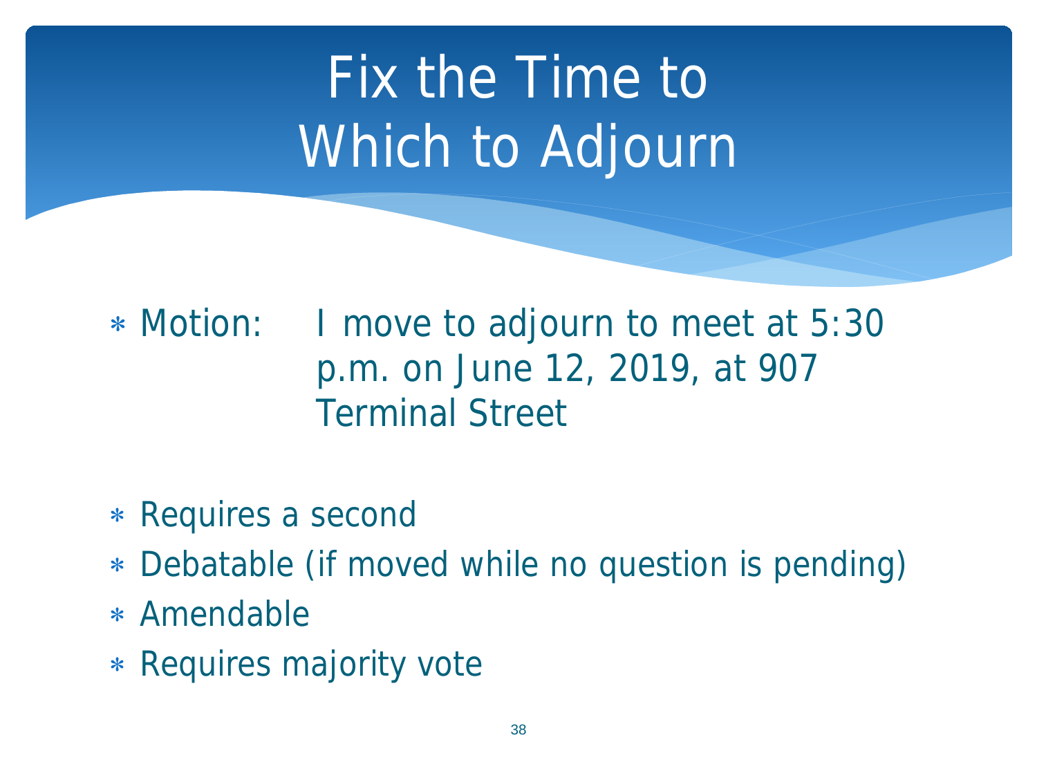# Fix the Time to Which to Adjourn

- Motion: I move to adjourn to meet at 5:30 p.m. on June 12, 2019, at 907 Terminal Street

- Requires a second
- Debatable (if moved while no question is pending)
- Amendable
- Requires majority vote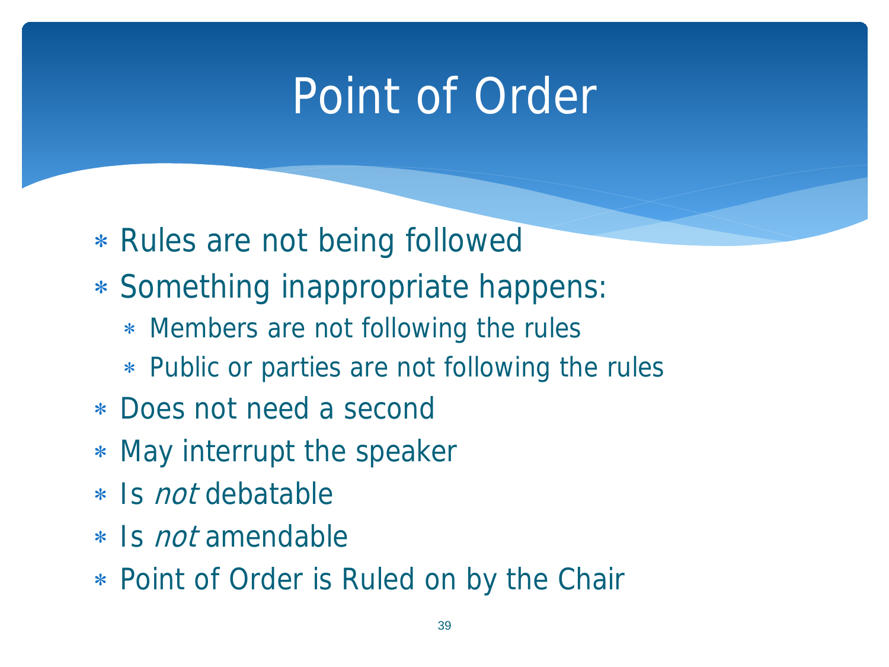# Point of Order

- Rules are not being followed
- Something inappropriate happens:
  - Members are not following the rules
  - Public or parties are not following the rules
- Does not need a second
- May interrupt the speaker
- Is *not* debatable
- Is *not* amendable
- Point of Order is Ruled on by the Chair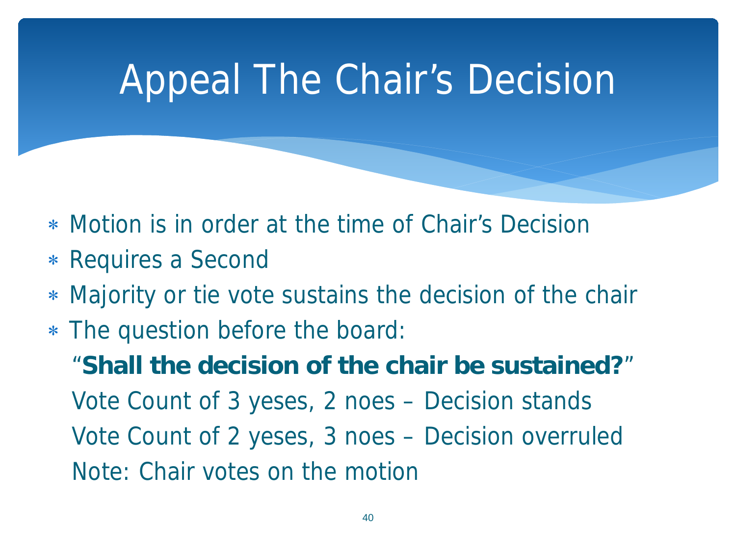# Appeal The Chair's Decision

- Motion is in order at the time of Chair's Decision
- Requires a Second
- Majority or tie vote sustains the decision of the chair
- The question before the board:

  "**Shall the decision of the chair be sustained?**"

  Vote Count of 3 yeses, 2 noes – Decision stands

  Vote Count of 2 yeses, 3 noes – Decision overruled

  Note: Chair votes on the motion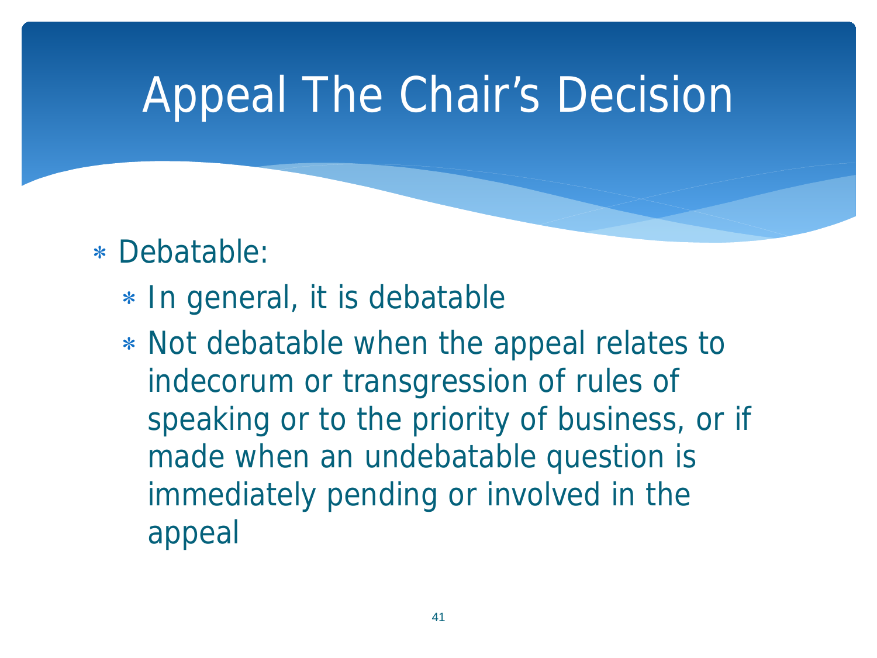# Appeal The Chair's Decision

- Debatable:
  - In general, it is debatable
  - Not debatable when the appeal relates to indecorum or transgression of rules of speaking or to the priority of business, or if made when an undebatable question is immediately pending or involved in the appeal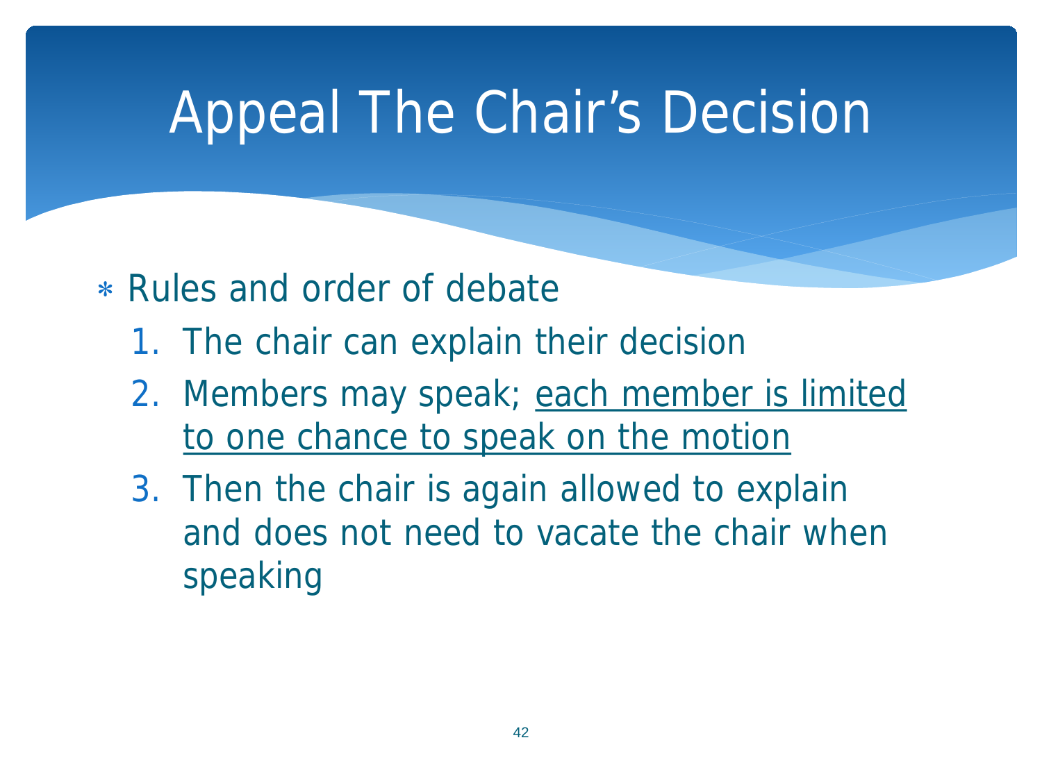# Appeal The Chair's Decision

- Rules and order of debate
  1. The chair can explain their decision
  2. Members may speak; <u>each member is limited to one chance to speak on the motion</u>
  3. Then the chair is again allowed to explain and does not need to vacate the chair when speaking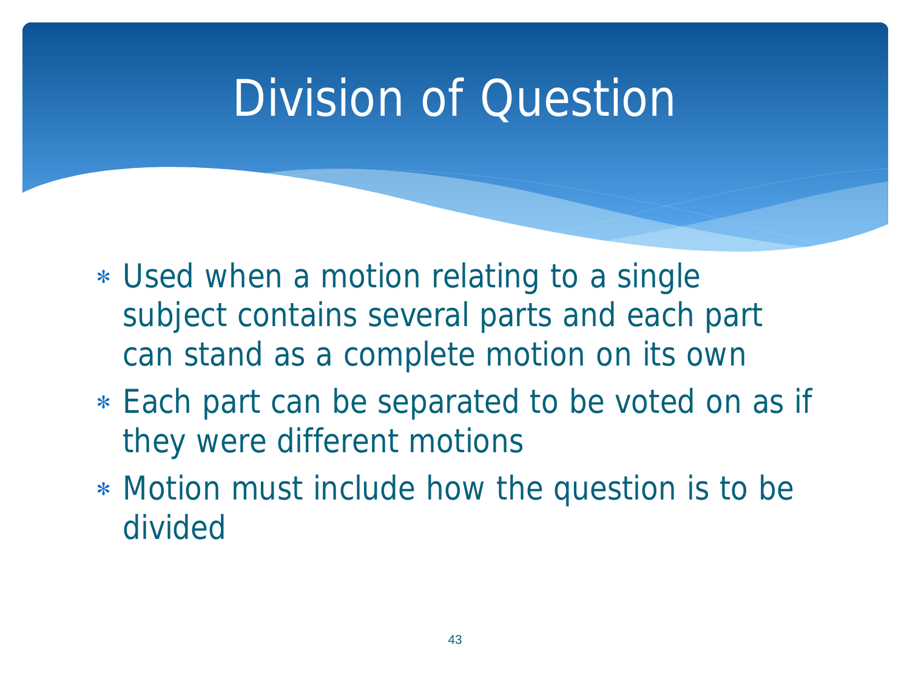# Division of Question

- Used when a motion relating to a single subject contains several parts and each part can stand as a complete motion on its own
- Each part can be separated to be voted on as if they were different motions
- Motion must include how the question is to be divided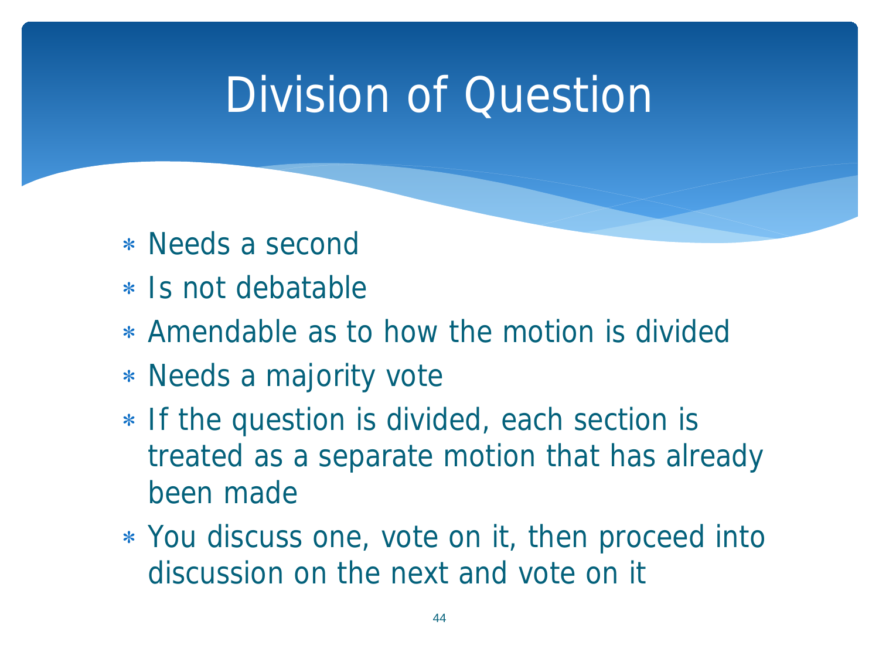# Division of Question

- Needs a second
- Is not debatable
- Amendable as to how the motion is divided
- Needs a majority vote
- If the question is divided, each section is treated as a separate motion that has already been made
- You discuss one, vote on it, then proceed into discussion on the next and vote on it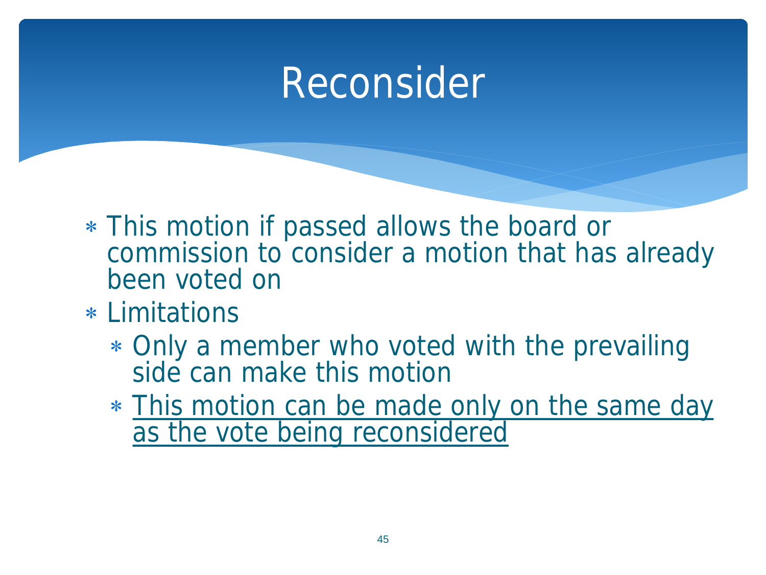# Reconsider

- This motion if passed allows the board or commission to consider a motion that has already been voted on
- Limitations
  - Only a member who voted with the prevailing side can make this motion
  - <u>This motion can be made only on the same day as the vote being reconsidered</u>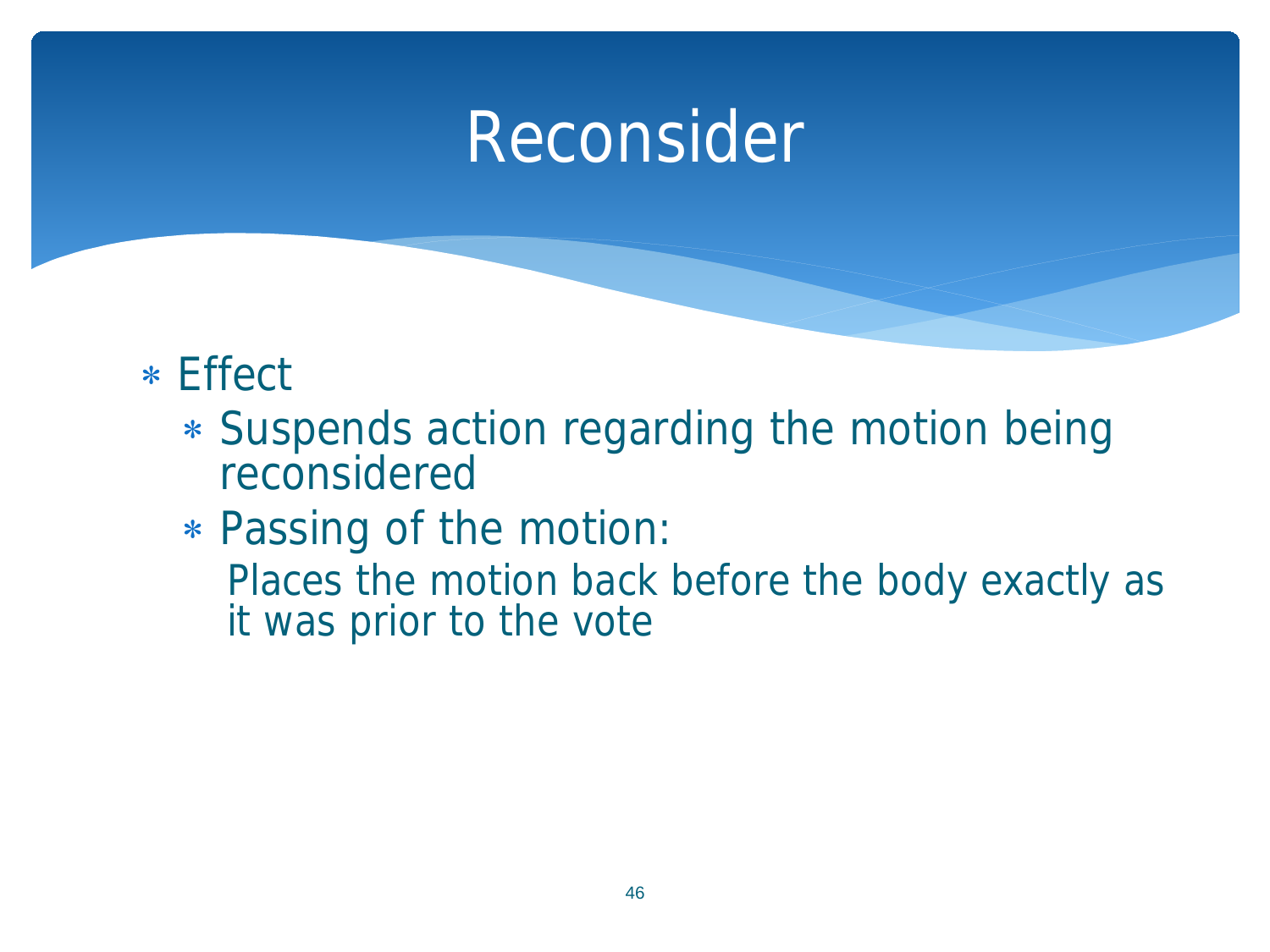# Reconsider

- Effect
  - Suspends action regarding the motion being reconsidered
  - Passing of the motion:

    Places the motion back before the body exactly as it was prior to the vote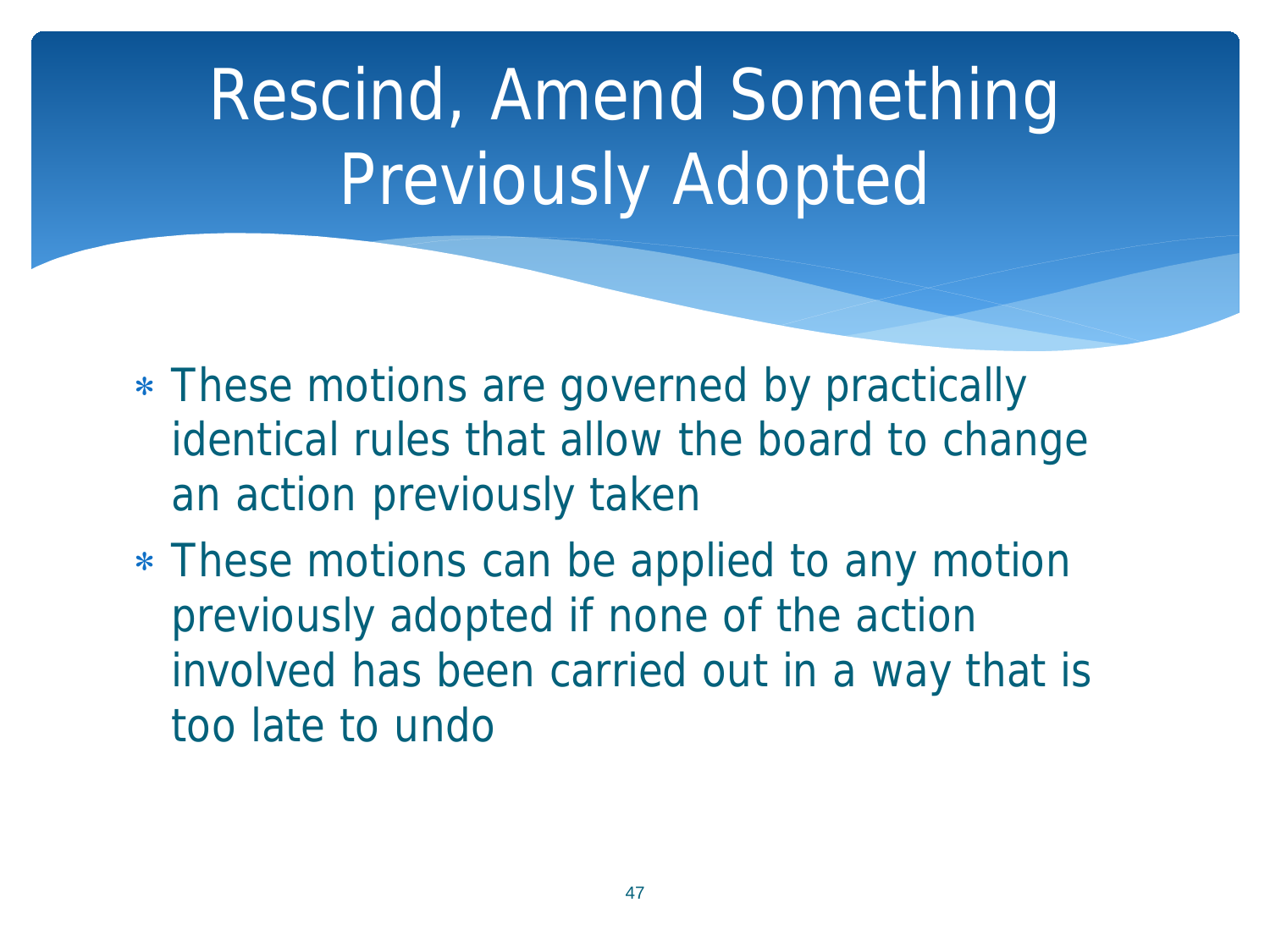# Rescind, Amend Something Previously Adopted

- These motions are governed by practically identical rules that allow the board to change an action previously taken
- These motions can be applied to any motion previously adopted if none of the action involved has been carried out in a way that is too late to undo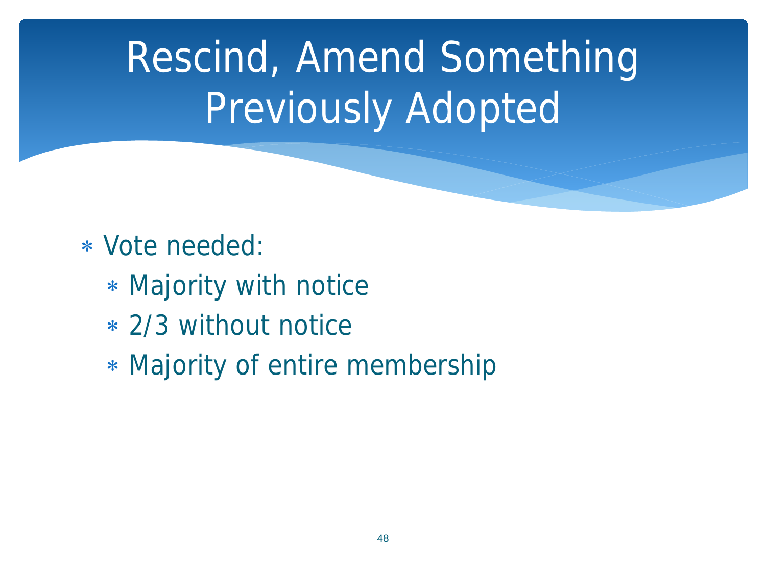# Rescind, Amend Something Previously Adopted

- Vote needed:
  - Majority with notice
  - 2/3 without notice
  - Majority of entire membership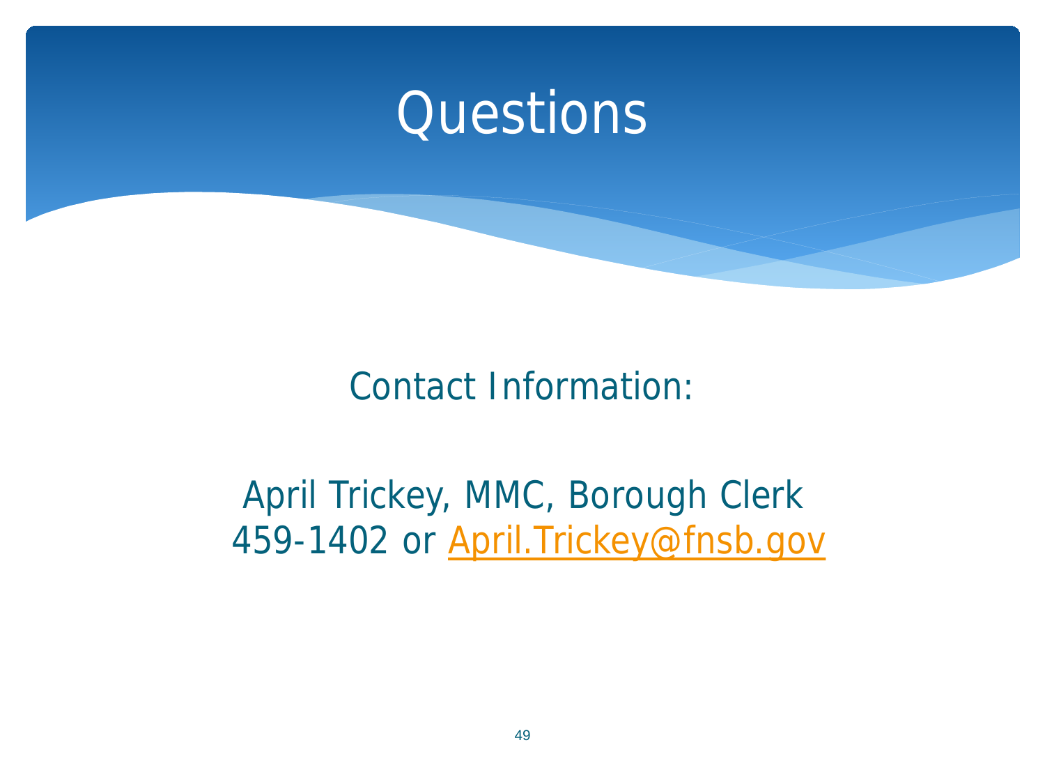# Questions

Contact Information:

April Trickey, MMC, Borough Clerk
459-1402 or April.Trickey@fnsb.gov